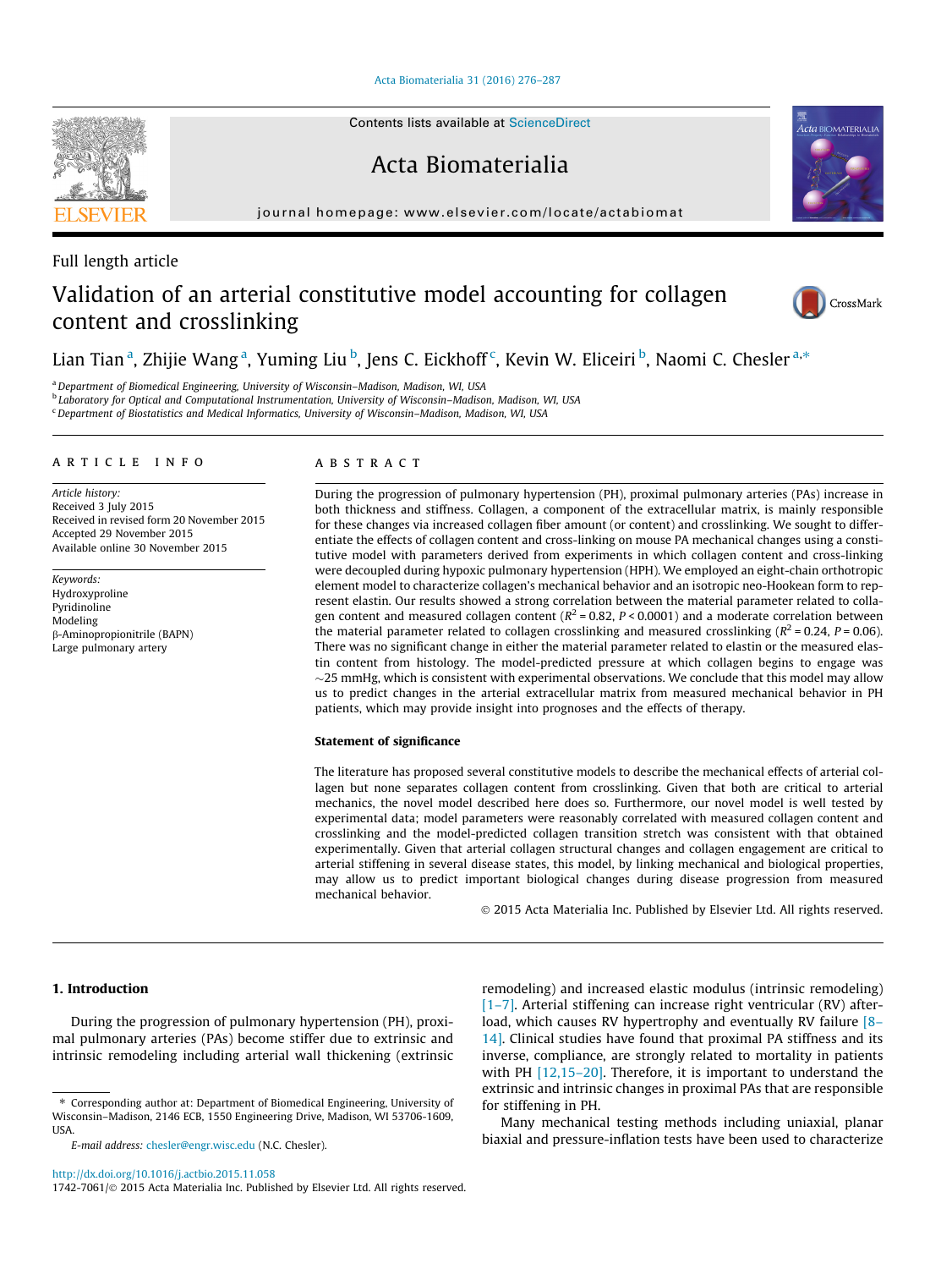Full length article

# Validation of an arterial constitutive model accounting for collagen content and crosslinking

Lian Tian [a], Zhijie Wang [a], Yuming Liu [b], Jens C. Eickhoff [c], Kevin W. Eliceiri [b], Naomi C. Chesler [a,*]

[a] Department of Biomedical Engineering, University of Wisconsin–Madison, Madison, WI, USA
[b] Laboratory for Optical and Computational Instrumentation, University of Wisconsin–Madison, Madison, WI, USA
[c] Department of Biostatistics and Medical Informatics, University of Wisconsin–Madison, Madison, WI, USA

## Article info

*Article history:*
Received 3 July 2015
Received in revised form 20 November 2015
Accepted 29 November 2015
Available online 30 November 2015

*Keywords:*
Hydroxyproline
Pyridinoline
Modeling
β-Aminopropionitrile (BAPN)
Large pulmonary artery

## Abstract

During the progression of pulmonary hypertension (PH), proximal pulmonary arteries (PAs) increase in both thickness and stiffness. Collagen, a component of the extracellular matrix, is mainly responsible for these changes via increased collagen fiber amount (or content) and crosslinking. We sought to differentiate the effects of collagen content and cross-linking on mouse PA mechanical changes using a constitutive model with parameters derived from experiments in which collagen content and cross-linking were decoupled during hypoxic pulmonary hypertension (HPH). We employed an eight-chain orthotropic element model to characterize collagen's mechanical behavior and an isotropic neo-Hookean form to represent elastin. Our results showed a strong correlation between the material parameter related to collagen content and measured collagen content ($R^2 = 0.82$, $P < 0.0001$) and a moderate correlation between the material parameter related to collagen crosslinking and measured crosslinking ($R^2 = 0.24$, $P = 0.06$). There was no significant change in either the material parameter related to elastin or the measured elastin content from histology. The model-predicted pressure at which collagen begins to engage was ~25 mmHg, which is consistent with experimental observations. We conclude that this model may allow us to predict changes in the arterial extracellular matrix from measured mechanical behavior in PH patients, which may provide insight into prognoses and the effects of therapy.

### Statement of significance

The literature has proposed several constitutive models to describe the mechanical effects of arterial collagen but none separates collagen content from crosslinking. Given that both are critical to arterial mechanics, the novel model described here does so. Furthermore, our novel model is well tested by experimental data; model parameters were reasonably correlated with measured collagen content and crosslinking and the model-predicted collagen transition stretch was consistent with that obtained experimentally. Given that arterial collagen structural changes and collagen engagement are critical to arterial stiffening in several disease states, this model, by linking mechanical and biological properties, may allow us to predict important biological changes during disease progression from measured mechanical behavior.

© 2015 Acta Materialia Inc. Published by Elsevier Ltd. All rights reserved.

## 1. Introduction

During the progression of pulmonary hypertension (PH), proximal pulmonary arteries (PAs) become stiffer due to extrinsic and intrinsic remodeling including arterial wall thickening (extrinsic remodeling) and increased elastic modulus (intrinsic remodeling) [1–7]. Arterial stiffening can increase right ventricular (RV) afterload, which causes RV hypertrophy and eventually RV failure [8–14]. Clinical studies have found that proximal PA stiffness and its inverse, compliance, are strongly related to mortality in patients with PH [12,15–20]. Therefore, it is important to understand the extrinsic and intrinsic changes in proximal PAs that are responsible for stiffening in PH.

Many mechanical testing methods including uniaxial, planar biaxial and pressure-inflation tests have been used to characterize

* Corresponding author at: Department of Biomedical Engineering, University of Wisconsin–Madison, 2146 ECB, 1550 Engineering Drive, Madison, WI 53706-1609, USA.

E-mail address: chesler@engr.wisc.edu (N.C. Chesler).

http://dx.doi.org/10.1016/j.actbio.2015.11.058
1742-7061/© 2015 Acta Materialia Inc. Published by Elsevier Ltd. All rights reserved.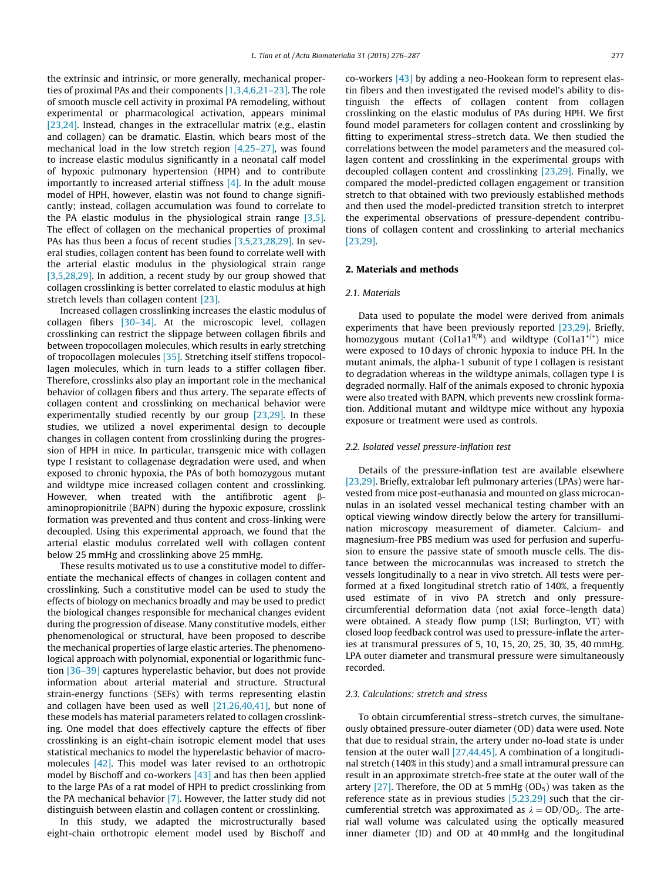the extrinsic and intrinsic, or more generally, mechanical properties of proximal PAs and their components [1,3,4,6,21–23]. The role of smooth muscle cell activity in proximal PA remodeling, without experimental or pharmacological activation, appears minimal [23,24]. Instead, changes in the extracellular matrix (e.g., elastin and collagen) can be dramatic. Elastin, which bears most of the mechanical load in the low stretch region [4,25–27], was found to increase elastic modulus significantly in a neonatal calf model of hypoxic pulmonary hypertension (HPH) and to contribute importantly to increased arterial stiffness [4]. In the adult mouse model of HPH, however, elastin was not found to change significantly; instead, collagen accumulation was found to correlate to the PA elastic modulus in the physiological strain range [3,5]. The effect of collagen on the mechanical properties of proximal PAs has thus been a focus of recent studies [3,5,23,28,29]. In several studies, collagen content has been found to correlate well with the arterial elastic modulus in the physiological strain range [3,5,28,29]. In addition, a recent study by our group showed that collagen crosslinking is better correlated to elastic modulus at high stretch levels than collagen content [23].

Increased collagen crosslinking increases the elastic modulus of collagen fibers [30–34]. At the microscopic level, collagen crosslinking can restrict the slippage between collagen fibrils and between tropocollagen molecules, which results in early stretching of tropocollagen molecules [35]. Stretching itself stiffens tropocollagen molecules, which in turn leads to a stiffer collagen fiber. Therefore, crosslinks also play an important role in the mechanical behavior of collagen fibers and thus artery. The separate effects of collagen content and crosslinking on mechanical behavior were experimentally studied recently by our group [23,29]. In these studies, we utilized a novel experimental design to decouple changes in collagen content from crosslinking during the progression of HPH in mice. In particular, transgenic mice with collagen type I resistant to collagenase degradation were used, and when exposed to chronic hypoxia, the PAs of both homozygous mutant and wildtype mice increased collagen content and crosslinking. However, when treated with the antifibrotic agent β-aminopropionitrile (BAPN) during the hypoxic exposure, crosslink formation was prevented and thus content and cross-linking were decoupled. Using this experimental approach, we found that the arterial elastic modulus correlated well with collagen content below 25 mmHg and crosslinking above 25 mmHg.

These results motivated us to use a constitutive model to differentiate the mechanical effects of changes in collagen content and crosslinking. Such a constitutive model can be used to study the effects of biology on mechanics broadly and may be used to predict the biological changes responsible for mechanical changes evident during the progression of disease. Many constitutive models, either phenomenological or structural, have been proposed to describe the mechanical properties of large elastic arteries. The phenomenological approach with polynomial, exponential or logarithmic function [36–39] captures hyperelastic behavior, but does not provide information about arterial material and structure. Structural strain-energy functions (SEFs) with terms representing elastin and collagen have been used as well [21,26,40,41], but none of these models has material parameters related to collagen crosslinking. One model that does effectively capture the effects of fiber crosslinking is an eight-chain isotropic element model that uses statistical mechanics to model the hyperelastic behavior of macromolecules [42]. This model was later revised to an orthotropic model by Bischoff and co-workers [43] and has then been applied to the large PAs of a rat model of HPH to predict crosslinking from the PA mechanical behavior [7]. However, the latter study did not distinguish between elastin and collagen content or crosslinking.

In this study, we adapted the microstructurally based eight-chain orthotropic element model used by Bischoff and co-workers [43] by adding a neo-Hookean form to represent elastin fibers and then investigated the revised model's ability to distinguish the effects of collagen content from collagen crosslinking on the elastic modulus of PAs during HPH. We first found model parameters for collagen content and crosslinking by fitting to experimental stress–stretch data. We then studied the correlations between the model parameters and the measured collagen content and crosslinking in the experimental groups with decoupled collagen content and crosslinking [23,29]. Finally, we compared the model-predicted collagen engagement or transition stretch to that obtained with two previously established methods and then used the model-predicted transition stretch to interpret the experimental observations of pressure-dependent contributions of collagen content and crosslinking to arterial mechanics [23,29].

## 2. Materials and methods

### 2.1. Materials

Data used to populate the model were derived from animals experiments that have been previously reported [23,29]. Briefly, homozygous mutant ($Col1a1^{R/R}$) and wildtype ($Col1a1^{+/+}$) mice were exposed to 10 days of chronic hypoxia to induce PH. In the mutant animals, the alpha-1 subunit of type I collagen is resistant to degradation whereas in the wildtype animals, collagen type I is degraded normally. Half of the animals exposed to chronic hypoxia were also treated with BAPN, which prevents new crosslink formation. Additional mutant and wildtype mice without any hypoxia exposure or treatment were used as controls.

### 2.2. Isolated vessel pressure-inflation test

Details of the pressure-inflation test are available elsewhere [23,29]. Briefly, extralobar left pulmonary arteries (LPAs) were harvested from mice post-euthanasia and mounted on glass microcannulas in an isolated vessel mechanical testing chamber with an optical viewing window directly below the artery for transillumination microscopy measurement of diameter. Calcium- and magnesium-free PBS medium was used for perfusion and superfusion to ensure the passive state of smooth muscle cells. The distance between the microcannulas was increased to stretch the vessels longitudinally to a near in vivo stretch. All tests were performed at a fixed longitudinal stretch ratio of 140%, a frequently used estimate of in vivo PA stretch and only pressure-circumferential deformation data (not axial force–length data) were obtained. A steady flow pump (LSI; Burlington, VT) with closed loop feedback control was used to pressure-inflate the arteries at transmural pressures of 5, 10, 15, 20, 25, 30, 35, 40 mmHg. LPA outer diameter and transmural pressure were simultaneously recorded.

### 2.3. Calculations: stretch and stress

To obtain circumferential stress–stretch curves, the simultaneously obtained pressure-outer diameter (OD) data were used. Note that due to residual strain, the artery under no-load state is under tension at the outer wall [27,44,45]. A combination of a longitudinal stretch (140% in this study) and a small intramural pressure can result in an approximate stretch-free state at the outer wall of the artery [27]. Therefore, the OD at 5 mmHg ($OD_5$) was taken as the reference state as in previous studies [5,23,29] such that the circumferential stretch was approximated as $\lambda = OD/OD_5$. The arterial wall volume was calculated using the optically measured inner diameter (ID) and OD at 40 mmHg and the longitudinal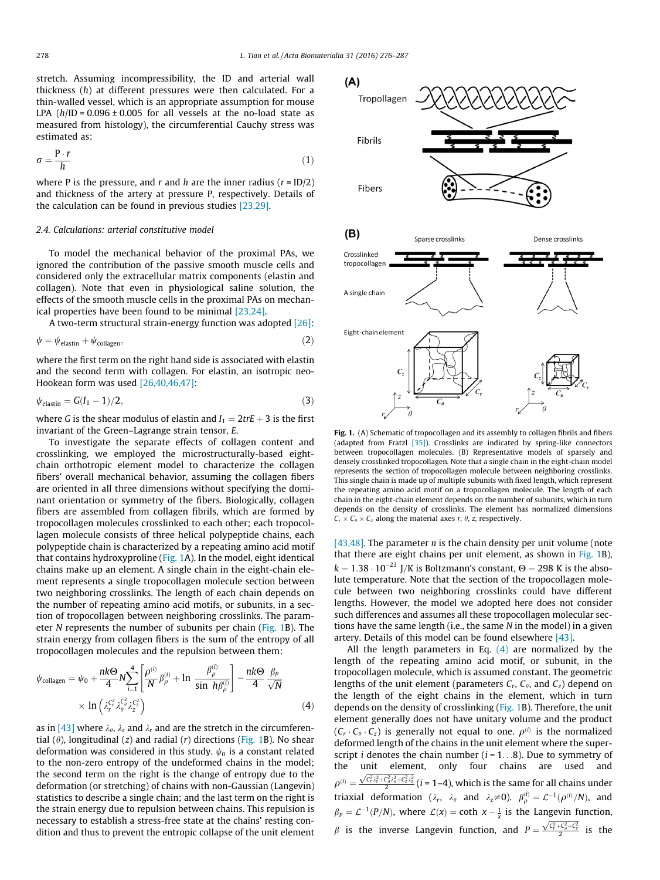stretch. Assuming incompressibility, the ID and arterial wall thickness ($h$) at different pressures were then calculated. For a thin-walled vessel, which is an appropriate assumption for mouse LPA ($h$/ID = 0.096 ± 0.005 for all vessels at the no-load state as measured from histology), the circumferential Cauchy stress was estimated as:

$$\sigma = \frac{P \cdot r}{h} \tag{1}$$

where P is the pressure, and $r$ and $h$ are the inner radius ($r$ = ID/2) and thickness of the artery at pressure P, respectively. Details of the calculation can be found in previous studies [23,29].

### 2.4. Calculations: arterial constitutive model

To model the mechanical behavior of the proximal PAs, we ignored the contribution of the passive smooth muscle cells and considered only the extracellular matrix components (elastin and collagen). Note that even in physiological saline solution, the effects of the smooth muscle cells in the proximal PAs on mechanical properties have been found to be minimal [23,24].

A two-term structural strain-energy function was adopted [26]:

$$\psi = \psi_{\text{elastin}} + \psi_{\text{collagen}}, \tag{2}$$

where the first term on the right hand side is associated with elastin and the second term with collagen. For elastin, an isotropic neo-Hookean form was used [26,40,46,47]:

$$\psi_{\text{elastin}} = G(I_1 - 1)/2, \tag{3}$$

where $G$ is the shear modulus of elastin and $I_1 = 2trE + 3$ is the first invariant of the Green–Lagrange strain tensor, $E$.

To investigate the separate effects of collagen content and crosslinking, we employed the microstructurally-based eight-chain orthotropic element model to characterize the collagen fibers' overall mechanical behavior, assuming the collagen fibers are oriented in all three dimensions without specifying the dominant orientation or symmetry of the fibers. Biologically, collagen fibers are assembled from collagen fibrils, which are formed by tropocollagen molecules crosslinked to each other; each tropocollagen molecule consists of three helical polypeptide chains, each polypeptide chain is characterized by a repeating amino acid motif that contains hydroxyproline (Fig. 1A). In the model, eight identical chains make up an element. A single chain in the eight-chain element represents a single tropocollagen molecule section between two neighboring crosslinks. The length of each chain depends on the number of repeating amino acid motifs, or subunits, in a section of tropocollagen between neighboring crosslinks. The parameter $N$ represents the number of subunits per chain (Fig. 1B). The strain energy from collagen fibers is the sum of the entropy of all tropocollagen molecules and the repulsion between them:

$$\psi_{\text{collagen}} = \psi_0 + \frac{nk\Theta}{4} N \sum_{i=1}^{4} \left[ \frac{\rho^{(i)}}{N} \beta_\rho^{(i)} + \ln \frac{\beta_\rho^{(i)}}{\sin h\beta_\rho^{(i)}} \right] - \frac{nk\Theta}{4} \frac{\beta_P}{\sqrt{N}} \times \ln\left(\lambda_r^{C_r^2} \lambda_\theta^{C_\theta^2} \lambda_z^{C_z^2}\right) \tag{4}$$

as in [43] where $\lambda_\theta$, $\lambda_z$ and $\lambda_r$ are the stretch in the circumferential ($\theta$), longitudinal ($z$) and radial ($r$) directions (Fig. 1B). No shear deformation was considered in this study. $\psi_0$ is a constant related to the non-zero entropy of the undeformed chains in the model; the second term on the right is the change of entropy due to the deformation (or stretching) of chains with non-Gaussian (Langevin) statistics to describe a single chain; and the last term on the right is the strain energy due to repulsion between chains. This repulsion is necessary to establish a stress-free state at the chains' resting condition and thus to prevent the entropic collapse of the unit element [43,48]. The parameter $n$ is the chain density per unit volume (note that there are eight chains per unit element, as shown in Fig. 1B), $k = 1.38 \cdot 10^{-23}$ J/K is Boltzmann's constant, $\Theta = 298$ K is the absolute temperature. Note that the section of the tropocollagen molecule between two neighboring crosslinks could have different lengths. However, the model we adopted here does not consider such differences and assumes all these tropocollagen molecular sections have the same length (i.e., the same $N$ in the model) in a given artery. Details of this model can be found elsewhere [43].

All the length parameters in Eq. (4) are normalized by the length of the repeating amino acid motif, or subunit, in the tropocollagen molecule, which is assumed constant. The geometric lengths of the unit element (parameters $C_r$, $C_\theta$, and $C_z$) depend on the length of the eight chains in the element, which in turn depends on the density of crosslinking (Fig. 1B). Therefore, the unit element generally does not have unitary volume and the product ($C_r \cdot C_\theta \cdot C_z$) is generally not equal to one. $\rho^{(i)}$ is the normalized deformed length of the chains in the unit element where the superscript $i$ denotes the chain number ($i$ = 1…8). Due to symmetry of the unit element, only four chains are used and $\rho^{(i)} = \frac{\sqrt{C_r^2\lambda_r^2 + C_\theta^2\lambda_\theta^2 + C_z^2\lambda_z^2}}{2}$ ($i$ = 1–4), which is the same for all chains under triaxial deformation ($\lambda_r$, $\lambda_\theta$ and $\lambda_z \neq 0$). $\beta_\rho^{(i)} = \mathcal{L}^{-1}(\rho^{(i)}/N)$, and $\beta_P = \mathcal{L}^{-1}(P/N)$, where $\mathcal{L}(x) = \coth x - \frac{1}{x}$ is the Langevin function, $\beta$ is the inverse Langevin function, and $P = \frac{\sqrt{C_r^2 + C_\theta^2 + C_z^2}}{2}$ is the

**Fig. 1.** (A) Schematic of tropocollagen and its assembly to collagen fibrils and fibers (adapted from Fratzl [35]). Crosslinks are indicated by spring-like connectors between tropocollagen molecules. (B) Representative models of sparsely and densely crosslinked tropocollagen. Note that a single chain in the eight-chain model represents the section of tropocollagen molecule between neighboring crosslinks. This single chain is made up of multiple subunits with fixed length, which represent the repeating amino acid motif on a tropocollagen molecule. The length of each chain in the eight-chain element depends on the number of subunits, which in turn depends on the density of crosslinks. The element has normalized dimensions $C_r \times C_\theta \times C_z$ along the material axes $r$, $\theta$, $z$, respectively.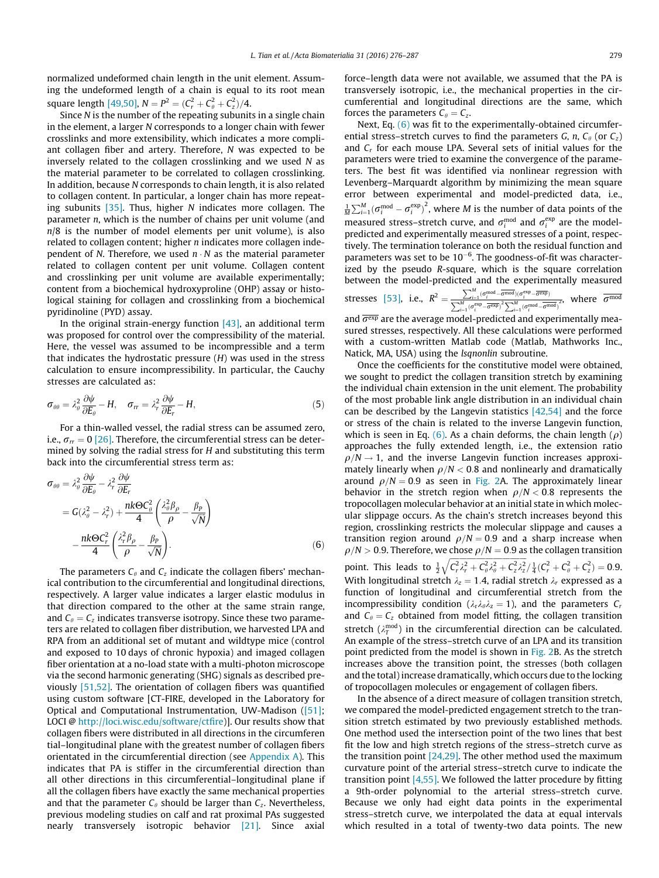normalized undeformed chain length in the unit element. Assuming the undeformed length of a chain is equal to its root mean square length [49,50], $N = P^2 = (C_r^2 + C_\theta^2 + C_z^2)/4$.

Since $N$ is the number of the repeating subunits in a single chain in the element, a larger $N$ corresponds to a longer chain with fewer crosslinks and more extensibility, which indicates a more compliant collagen fiber and artery. Therefore, $N$ was expected to be inversely related to the collagen crosslinking and we used $N$ as the material parameter to be correlated to collagen crosslinking. In addition, because $N$ corresponds to chain length, it is also related to collagen content. In particular, a longer chain has more repeating subunits [35]. Thus, higher $N$ indicates more collagen. The parameter $n$, which is the number of chains per unit volume (and $n/8$ is the number of model elements per unit volume), is also related to collagen content; higher $n$ indicates more collagen independent of $N$. Therefore, we used $n \cdot N$ as the material parameter related to collagen content per unit volume. Collagen content and crosslinking per unit volume are available experimentally; content from a biochemical hydroxyproline (OHP) assay or histological staining for collagen and crosslinking from a biochemical pyridinoline (PYD) assay.

In the original strain-energy function [43], an additional term was proposed for control over the compressibility of the material. Here, the vessel was assumed to be incompressible and a term that indicates the hydrostatic pressure ($H$) was used in the stress calculation to ensure incompressibility. In particular, the Cauchy stresses are calculated as:

$$\sigma_{\theta\theta} = \lambda_\theta^2 \frac{\partial \psi}{\partial E_\theta} - H, \quad \sigma_{rr} = \lambda_r^2 \frac{\partial \psi}{\partial E_r} - H, \tag{5}$$

For a thin-walled vessel, the radial stress can be assumed zero, i.e., $\sigma_{rr} = 0$ [26]. Therefore, the circumferential stress can be determined by solving the radial stress for $H$ and substituting this term back into the circumferential stress term as:

$$\begin{aligned}\sigma_{\theta\theta} &= \lambda_\theta^2 \frac{\partial \psi}{\partial E_\theta} - \lambda_r^2 \frac{\partial \psi}{\partial E_r} \\ &= G(\lambda_\theta^2 - \lambda_r^2) + \frac{nk\Theta C_\theta^2}{4}\left(\frac{\lambda_\theta^2 \beta_\rho}{\rho} - \frac{\beta_P}{\sqrt{N}}\right) \\ &\quad - \frac{nk\Theta C_r^2}{4}\left(\frac{\lambda_r^2 \beta_\rho}{\rho} - \frac{\beta_P}{\sqrt{N}}\right).\end{aligned} \tag{6}$$

The parameters $C_\theta$ and $C_z$ indicate the collagen fibers' mechanical contribution to the circumferential and longitudinal directions, respectively. A larger value indicates a larger elastic modulus in that direction compared to the other at the same strain range, and $C_\theta = C_z$ indicates transverse isotropy. Since these two parameters are related to collagen fiber distribution, we harvested LPA and RPA from an additional set of mutant and wildtype mice (control and exposed to 10 days of chronic hypoxia) and imaged collagen fiber orientation at a no-load state with a multi-photon microscope via the second harmonic generating (SHG) signals as described previously [51,52]. The orientation of collagen fibers was quantified using custom software [CT-FIRE, developed in the Laboratory for Optical and Computational Instrumentation, UW-Madison ([51]; LOCI @ http://loci.wisc.edu/software/ctfire)]. Our results show that collagen fibers were distributed in all directions in the circumferential–longitudinal plane with the greatest number of collagen fibers orientated in the circumferential direction (see Appendix A). This indicates that PA is stiffer in the circumferential direction than all other directions in this circumferential–longitudinal plane if all the collagen fibers have exactly the same mechanical properties and that the parameter $C_\theta$ should be larger than $C_z$. Nevertheless, previous modeling studies on calf and rat proximal PAs suggested nearly transversely isotropic behavior [21]. Since axial force–length data were not available, we assumed that the PA is transversely isotropic, i.e., the mechanical properties in the circumferential and longitudinal directions are the same, which forces the parameters $C_\theta = C_z$.

Next, Eq. (6) was fit to the experimentally-obtained circumferential stress–stretch curves to find the parameters $G$, $n$, $C_\theta$ (or $C_z$) and $C_r$ for each mouse LPA. Several sets of initial values for the parameters were tried to examine the convergence of the parameters. The best fit was identified via nonlinear regression with Levenberg–Marquardt algorithm by minimizing the mean square error between experimental and model-predicted data, i.e., $\frac{1}{M}\sum_{i=1}^{M}(\sigma_i^{\text{mod}} - \sigma_i^{\text{exp}})^2$, where $M$ is the number of data points of the measured stress–stretch curve, and $\sigma_i^{\text{mod}}$ and $\sigma_i^{\text{exp}}$ are the model-predicted and experimentally measured stresses of a point, respectively. The termination tolerance on both the residual function and parameters was set to be $10^{-6}$. The goodness-of-fit was characterized by the pseudo $R$-square, which is the square correlation between the model-predicted and the experimentally measured stresses [53], i.e., $R^2 = \frac{\sum_{i=1}^{M}(\sigma_i^{\text{mod}} - \overline{\sigma^{\text{mod}}})(\sigma_i^{\text{exp}} - \overline{\sigma^{\text{exp}}})}{\sum_{i=1}^{M}(\sigma_i^{\text{exp}} - \overline{\sigma^{\text{exp}}})^2 \sum_{i=1}^{M}(\sigma_i^{\text{mod}} - \overline{\sigma^{\text{mod}}})^2}$, where $\overline{\sigma^{\text{mod}}}$ and $\overline{\sigma^{\text{exp}}}$ are the average model-predicted and experimentally measured stresses, respectively. All these calculations were performed with a custom-written Matlab code (Matlab, Mathworks Inc., Natick, MA, USA) using the *lsqnonlin* subroutine.

Once the coefficients for the constitutive model were obtained, we sought to predict the collagen transition stretch by examining the individual chain extension in the unit element. The probability of the most probable link angle distribution in an individual chain can be described by the Langevin statistics [42,54] and the force or stress of the chain is related to the inverse Langevin function, which is seen in Eq. (6). As a chain deforms, the chain length ($\rho$) approaches the fully extended length, i.e., the extension ratio $\rho/N \to 1$, and the inverse Langevin function increases approximately linearly when $\rho/N < 0.8$ and nonlinearly and dramatically around $\rho/N = 0.9$ as seen in Fig. 2A. The approximately linear behavior in the stretch region when $\rho/N < 0.8$ represents the tropocollagen molecular behavior at an initial state in which molecular slippage occurs. As the chain's stretch increases beyond this region, crosslinking restricts the molecular slippage and causes a transition region around $\rho/N = 0.9$ and a sharp increase when $\rho/N > 0.9$. Therefore, we chose $\rho/N = 0.9$ as the collagen transition point. This leads to $\frac{1}{2}\sqrt{C_r^2\lambda_r^2 + C_\theta^2\lambda_\theta^2 + C_z^2\lambda_z^2} / \frac{1}{4}(C_r^2 + C_\theta^2 + C_z^2) = 0.9$. With longitudinal stretch $\lambda_z = 1.4$, radial stretch $\lambda_r$ expressed as a function of longitudinal and circumferential stretch from the incompressibility condition ($\lambda_r\lambda_\theta\lambda_z = 1$), and the parameters $C_r$ and $C_\theta = C_z$ obtained from model fitting, the collagen transition stretch ($\lambda_T^{\text{mod}}$) in the circumferential direction can be calculated. An example of the stress–stretch curve of an LPA and its transition point predicted from the model is shown in Fig. 2B. As the stretch increases above the transition point, the stresses (both collagen and the total) increase dramatically, which occurs due to the locking of tropocollagen molecules or engagement of collagen fibers.

In the absence of a direct measure of collagen transition stretch, we compared the model-predicted engagement stretch to the transition stretch estimated by two previously established methods. One method used the intersection point of the two lines that best fit the low and high stretch regions of the stress–stretch curve as the transition point [24,29]. The other method used the maximum curvature point of the arterial stress–stretch curve to indicate the transition point [4,55]. We followed the latter procedure by fitting a 9th-order polynomial to the arterial stress–stretch curve. Because we only had eight data points in the experimental stress–stretch curve, we interpolated the data at equal intervals which resulted in a total of twenty-two data points. The new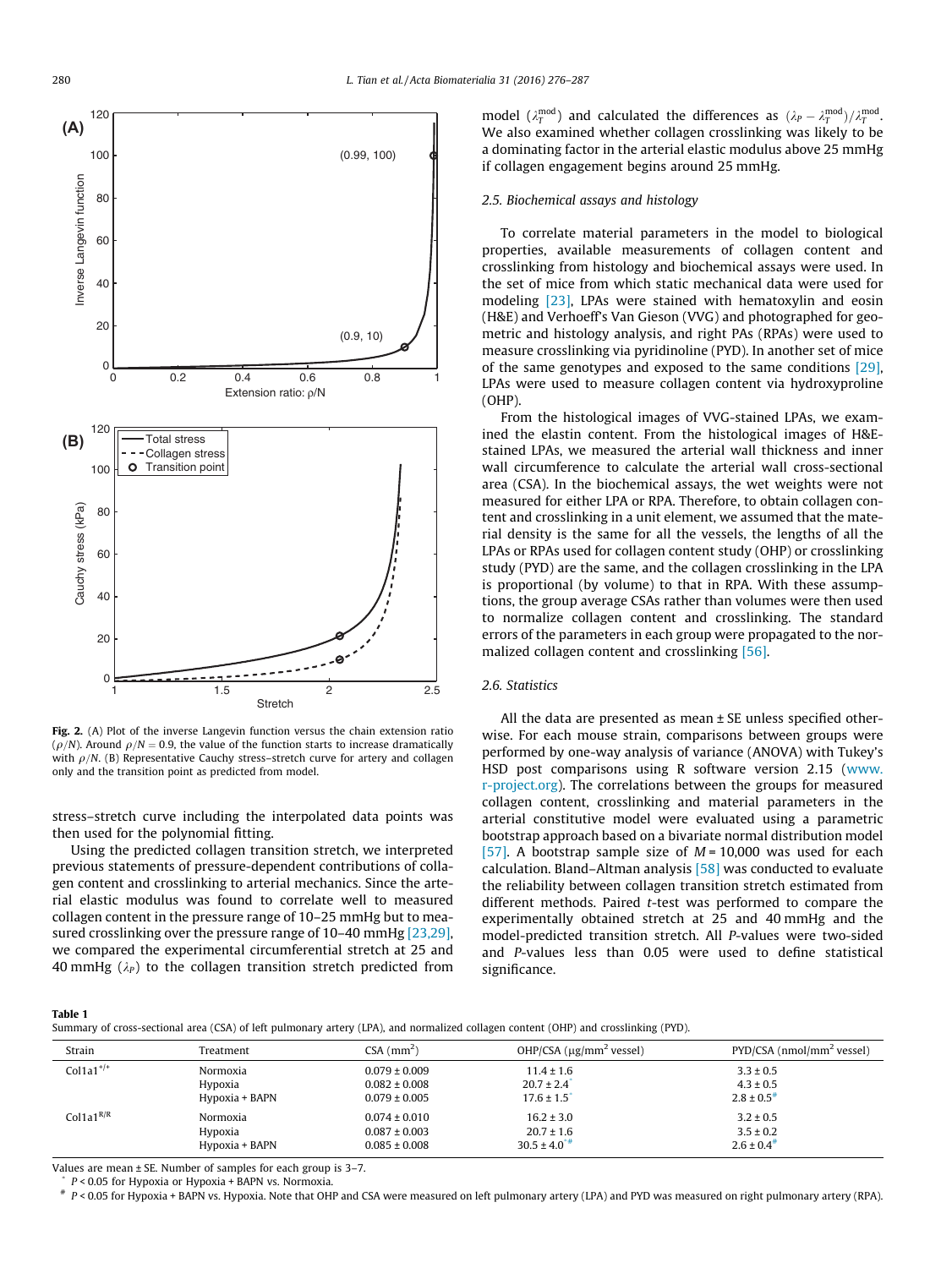Fig. 2. (A) Plot of the inverse Langevin function versus the chain extension ratio ($\rho/N$). Around $\rho/N = 0.9$, the value of the function starts to increase dramatically with $\rho/N$. (B) Representative Cauchy stress–stretch curve for artery and collagen only and the transition point as predicted from model.

stress–stretch curve including the interpolated data points was then used for the polynomial fitting.

Using the predicted collagen transition stretch, we interpreted previous statements of pressure-dependent contributions of collagen content and crosslinking to arterial mechanics. Since the arterial elastic modulus was found to correlate well to measured collagen content in the pressure range of 10–25 mmHg but to measured crosslinking over the pressure range of 10–40 mmHg [23,29], we compared the experimental circumferential stretch at 25 and 40 mmHg ($\lambda_P$) to the collagen transition stretch predicted from model ($\lambda_T^{mod}$) and calculated the differences as $(\lambda_P - \lambda_T^{mod})/\lambda_T^{mod}$. We also examined whether collagen crosslinking was likely to be a dominating factor in the arterial elastic modulus above 25 mmHg if collagen engagement begins around 25 mmHg.

### 2.5. Biochemical assays and histology

To correlate material parameters in the model to biological properties, available measurements of collagen content and crosslinking from histology and biochemical assays were used. In the set of mice from which static mechanical data were used for modeling [23], LPAs were stained with hematoxylin and eosin (H&E) and Verhoeff's Van Gieson (VVG) and photographed for geometric and histology analysis, and right PAs (RPAs) were used to measure crosslinking via pyridinoline (PYD). In another set of mice of the same genotypes and exposed to the same conditions [29], LPAs were used to measure collagen content via hydroxyproline (OHP).

From the histological images of VVG-stained LPAs, we examined the elastin content. From the histological images of H&E-stained LPAs, we measured the arterial wall thickness and inner wall circumference to calculate the arterial wall cross-sectional area (CSA). In the biochemical assays, the wet weights were not measured for either LPA or RPA. Therefore, to obtain collagen content and crosslinking in a unit element, we assumed that the material density is the same for all the vessels, the lengths of all the LPAs or RPAs used for collagen content study (OHP) or crosslinking study (PYD) are the same, and the collagen crosslinking in the LPA is proportional (by volume) to that in RPA. With these assumptions, the group average CSAs rather than volumes were then used to normalize collagen content and crosslinking. The standard errors of the parameters in each group were propagated to the normalized collagen content and crosslinking [56].

### 2.6. Statistics

All the data are presented as mean ± SE unless specified otherwise. For each mouse strain, comparisons between groups were performed by one-way analysis of variance (ANOVA) with Tukey's HSD post comparisons using R software version 2.15 (www.r-project.org). The correlations between the groups for measured collagen content, crosslinking and material parameters in the arterial constitutive model were evaluated using a parametric bootstrap approach based on a bivariate normal distribution model [57]. A bootstrap sample size of $M = 10{,}000$ was used for each calculation. Bland–Altman analysis [58] was conducted to evaluate the reliability between collagen transition stretch estimated from different methods. Paired $t$-test was performed to compare the experimentally obtained stretch at 25 and 40 mmHg and the model-predicted transition stretch. All $P$-values were two-sided and $P$-values less than 0.05 were used to define statistical significance.

**Table 1**
Summary of cross-sectional area (CSA) of left pulmonary artery (LPA), and normalized collagen content (OHP) and crosslinking (PYD).

| Strain | Treatment | CSA (mm$^2$) | OHP/CSA (μg/mm$^2$ vessel) | PYD/CSA (nmol/mm$^2$ vessel) |
|---|---|---|---|---|
| Col1a1$^{+/+}$ | Normoxia | 0.079 ± 0.009 | 11.4 ± 1.6 | 3.3 ± 0.5 |
| | Hypoxia | 0.082 ± 0.008 | 20.7 ± 2.4* | 4.3 ± 0.5 |
| | Hypoxia + BAPN | 0.079 ± 0.005 | 17.6 ± 1.5* | 2.8 ± 0.5# |
| Col1a1$^{R/R}$ | Normoxia | 0.074 ± 0.010 | 16.2 ± 3.0 | 3.2 ± 0.5 |
| | Hypoxia | 0.087 ± 0.003 | 20.7 ± 1.6 | 3.5 ± 0.2 |
| | Hypoxia + BAPN | 0.085 ± 0.008 | 30.5 ± 4.0*# | 2.6 ± 0.4# |

Values are mean ± SE. Number of samples for each group is 3–7.
* $P < 0.05$ for Hypoxia or Hypoxia + BAPN vs. Normoxia.
# $P < 0.05$ for Hypoxia + BAPN vs. Hypoxia. Note that OHP and CSA were measured on left pulmonary artery (LPA) and PYD was measured on right pulmonary artery (RPA).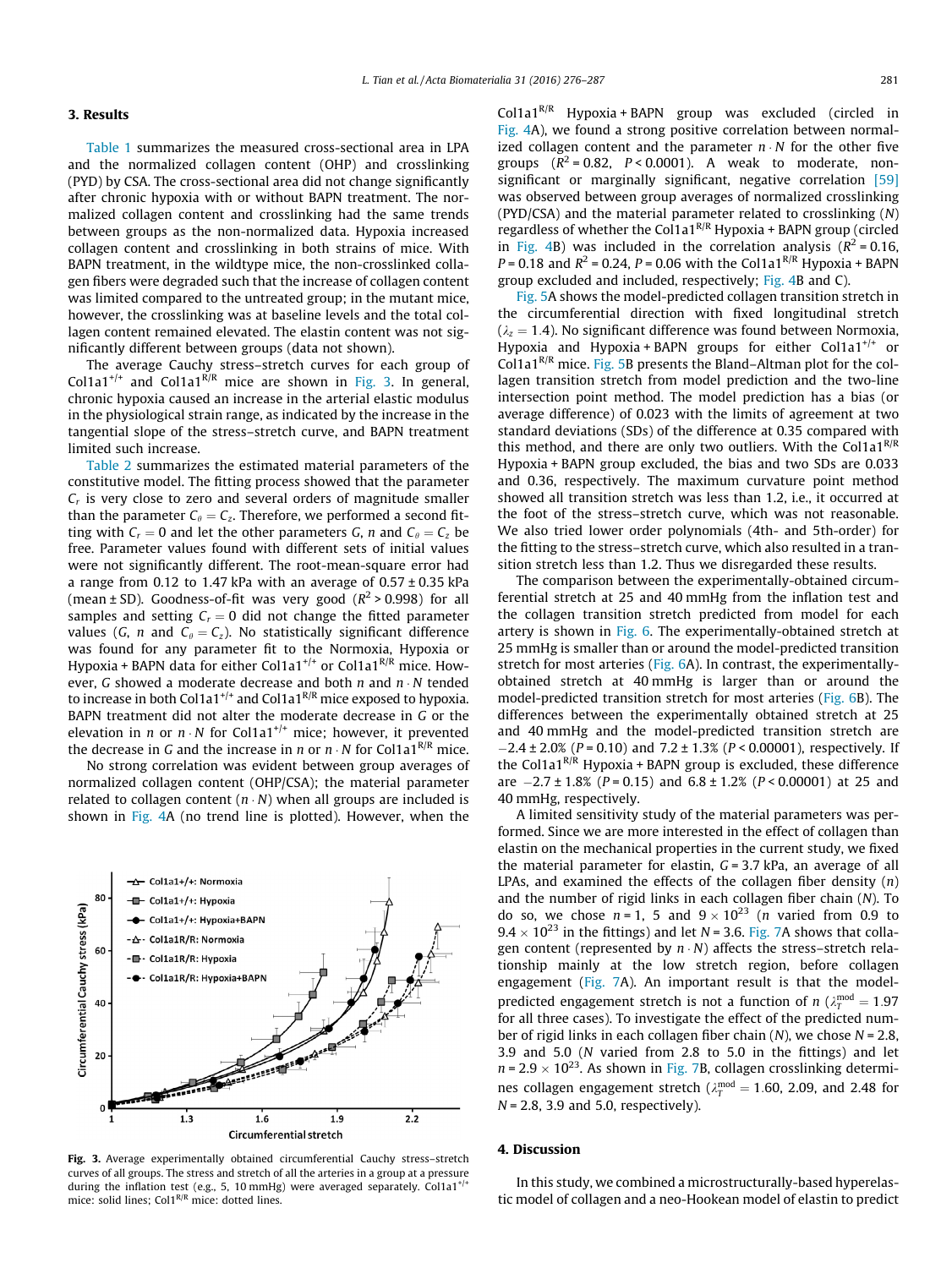## 3. Results

Table 1 summarizes the measured cross-sectional area in LPA and the normalized collagen content (OHP) and crosslinking (PYD) by CSA. The cross-sectional area did not change significantly after chronic hypoxia with or without BAPN treatment. The normalized collagen content and crosslinking had the same trends between groups as the non-normalized data. Hypoxia increased collagen content and crosslinking in both strains of mice. With BAPN treatment, in the wildtype mice, the non-crosslinked collagen fibers were degraded such that the increase of collagen content was limited compared to the untreated group; in the mutant mice, however, the crosslinking was at baseline levels and the total collagen content remained elevated. The elastin content was not significantly different between groups (data not shown).

The average Cauchy stress–stretch curves for each group of Col1a1$^{+/+}$ and Col1a1$^{R/R}$ mice are shown in Fig. 3. In general, chronic hypoxia caused an increase in the arterial elastic modulus in the physiological strain range, as indicated by the increase in the tangential slope of the stress–stretch curve, and BAPN treatment limited such increase.

Table 2 summarizes the estimated material parameters of the constitutive model. The fitting process showed that the parameter $C_r$ is very close to zero and several orders of magnitude smaller than the parameter $C_\theta = C_z$. Therefore, we performed a second fitting with $C_r = 0$ and let the other parameters $G$, $n$ and $C_\theta = C_z$ be free. Parameter values found with different sets of initial values were not significantly different. The root-mean-square error had a range from 0.12 to 1.47 kPa with an average of 0.57 ± 0.35 kPa (mean ± SD). Goodness-of-fit was very good ($R^2 > 0.998$) for all samples and setting $C_r = 0$ did not change the fitted parameter values ($G$, $n$ and $C_\theta = C_z$). No statistically significant difference was found for any parameter fit to the Normoxia, Hypoxia or Hypoxia + BAPN data for either Col1a1$^{+/+}$ or Col1a1$^{R/R}$ mice. However, $G$ showed a moderate decrease and both $n$ and $n \cdot N$ tended to increase in both Col1a1$^{+/+}$ and Col1a1$^{R/R}$ mice exposed to hypoxia. BAPN treatment did not alter the moderate decrease in $G$ or the elevation in $n$ or $n \cdot N$ for Col1a1$^{+/+}$ mice; however, it prevented the decrease in $G$ and the increase in $n$ or $n \cdot N$ for Col1a1$^{R/R}$ mice.

No strong correlation was evident between group averages of normalized collagen content (OHP/CSA); the material parameter related to collagen content ($n \cdot N$) when all groups are included is shown in Fig. 4A (no trend line is plotted). However, when the Col1a1$^{R/R}$ Hypoxia + BAPN group was excluded (circled in Fig. 4A), we found a strong positive correlation between normalized collagen content and the parameter $n \cdot N$ for the other five groups ($R^2 = 0.82$, $P < 0.0001$). A weak to moderate, non-significant or marginally significant, negative correlation [59] was observed between group averages of normalized crosslinking (PYD/CSA) and the material parameter related to crosslinking ($N$) regardless of whether the Col1a1$^{R/R}$ Hypoxia + BAPN group (circled in Fig. 4B) was included in the correlation analysis ($R^2 = 0.16$, $P = 0.18$ and $R^2 = 0.24$, $P = 0.06$ with the Col1a1$^{R/R}$ Hypoxia + BAPN group excluded and included, respectively; Fig. 4B and C).

Fig. 5A shows the model-predicted collagen transition stretch in the circumferential direction with fixed longitudinal stretch ($\lambda_z = 1.4$). No significant difference was found between Normoxia, Hypoxia and Hypoxia + BAPN groups for either Col1a1$^{+/+}$ or Col1a1$^{R/R}$ mice. Fig. 5B presents the Bland–Altman plot for the collagen transition stretch from model prediction and the two-line intersection point method. The model prediction has a bias (or average difference) of 0.023 with the limits of agreement at two standard deviations (SDs) of the difference at 0.35 compared with this method, and there are only two outliers. With the Col1a1$^{R/R}$ Hypoxia + BAPN group excluded, the bias and two SDs are 0.033 and 0.36, respectively. The maximum curvature point method showed all transition stretch was less than 1.2, i.e., it occurred at the foot of the stress–stretch curve, which was not reasonable. We also tried lower order polynomials (4th- and 5th-order) for the fitting to the stress–stretch curve, which also resulted in a transition stretch less than 1.2. Thus we disregarded these results.

The comparison between the experimentally-obtained circumferential stretch at 25 and 40 mmHg from the inflation test and the collagen transition stretch predicted from model for each artery is shown in Fig. 6. The experimentally-obtained stretch at 25 mmHg is smaller than or around the model-predicted transition stretch for most arteries (Fig. 6A). In contrast, the experimentally-obtained stretch at 40 mmHg is larger than or around the model-predicted transition stretch for most arteries (Fig. 6B). The differences between the experimentally obtained stretch at 25 and 40 mmHg and the model-predicted transition stretch are −2.4 ± 2.0% ($P = 0.10$) and 7.2 ± 1.3% ($P < 0.00001$), respectively. If the Col1a1$^{R/R}$ Hypoxia + BAPN group is excluded, these difference are −2.7 ± 1.8% ($P = 0.15$) and 6.8 ± 1.2% ($P < 0.00001$) at 25 and 40 mmHg, respectively.

A limited sensitivity study of the material parameters was performed. Since we are more interested in the effect of collagen than elastin on the mechanical properties in the current study, we fixed the material parameter for elastin, $G = 3.7$ kPa, an average of all LPAs, and examined the effects of the collagen fiber density ($n$) and the number of rigid links in each collagen fiber chain ($N$). To do so, we chose $n = 1$, 5 and $9 \times 10^{23}$ ($n$ varied from 0.9 to $9.4 \times 10^{23}$ in the fittings) and let $N = 3.6$. Fig. 7A shows that collagen content (represented by $n \cdot N$) affects the stress–stretch relationship mainly at the low stretch region, before collagen engagement (Fig. 7A). An important result is that the model-predicted engagement stretch is not a function of $n$ ($\lambda_T^{\text{mod}} = 1.97$ for all three cases). To investigate the effect of the predicted number of rigid links in each collagen fiber chain ($N$), we chose $N = 2.8$, 3.9 and 5.0 ($N$ varied from 2.8 to 5.0 in the fittings) and let $n = 2.9 \times 10^{23}$. As shown in Fig. 7B, collagen crosslinking determines collagen engagement stretch ($\lambda_T^{\text{mod}} = 1.60$, 2.09, and 2.48 for $N = 2.8$, 3.9 and 5.0, respectively).

**Fig. 3.** Average experimentally obtained circumferential Cauchy stress–stretch curves of all groups. The stress and stretch of all the arteries in a group at a pressure during the inflation test (e.g., 5, 10 mmHg) were averaged separately. Col1a1$^{+/+}$ mice: solid lines; Col1$^{R/R}$ mice: dotted lines.

## 4. Discussion

In this study, we combined a microstructurally-based hyperelastic model of collagen and a neo-Hookean model of elastin to predict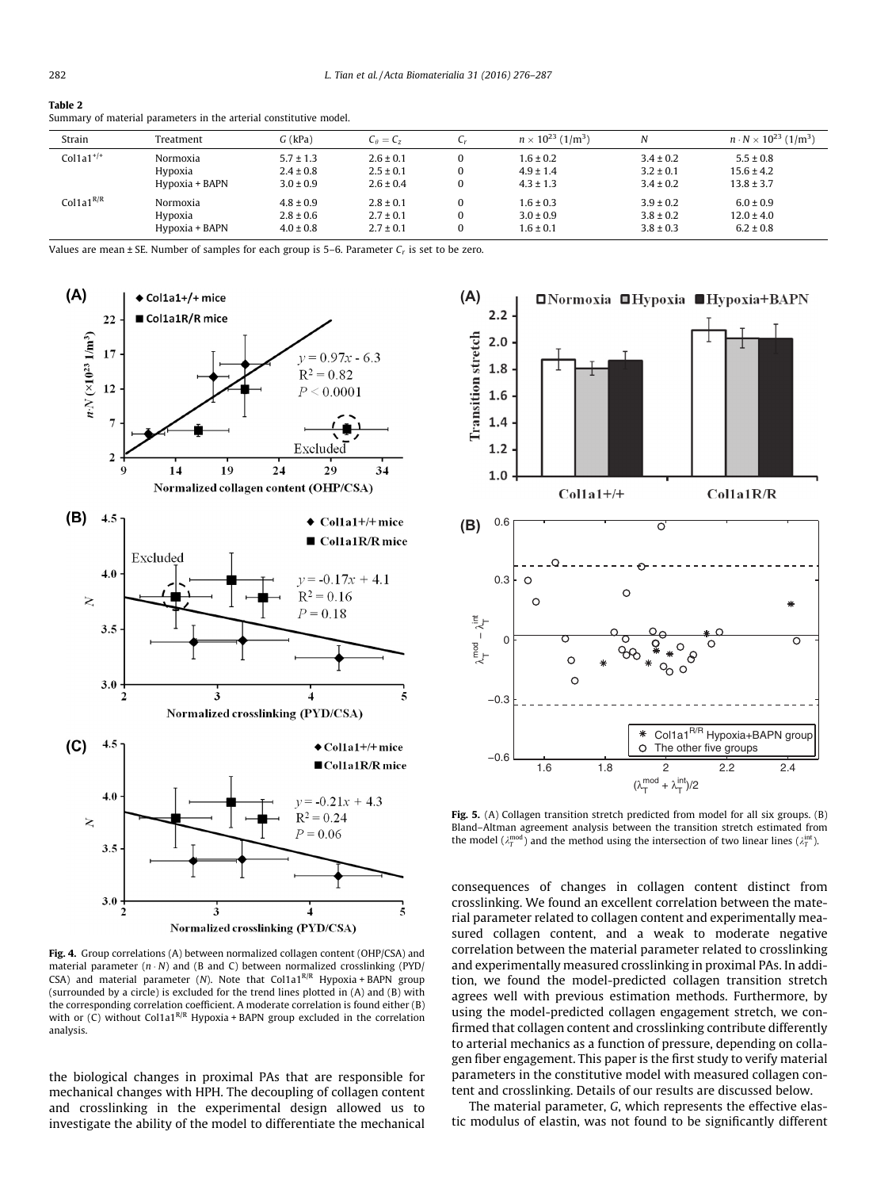**Table 2**
Summary of material parameters in the arterial constitutive model.

| Strain | Treatment | $G$ (kPa) | $C_\theta = C_z$ | $C_r$ | $n \times 10^{23}$ (1/m$^3$) | $N$ | $n \cdot N \times 10^{23}$ (1/m$^3$) |
|---|---|---|---|---|---|---|---|
| Col1a1$^{+/+}$ | Normoxia | 5.7 ± 1.3 | 2.6 ± 0.1 | 0 | 1.6 ± 0.2 | 3.4 ± 0.2 | 5.5 ± 0.8 |
| | Hypoxia | 2.4 ± 0.8 | 2.5 ± 0.1 | 0 | 4.9 ± 1.4 | 3.2 ± 0.1 | 15.6 ± 4.2 |
| | Hypoxia + BAPN | 3.0 ± 0.9 | 2.6 ± 0.4 | 0 | 4.3 ± 1.3 | 3.4 ± 0.2 | 13.8 ± 3.7 |
| Col1a1$^{R/R}$ | Normoxia | 4.8 ± 0.9 | 2.8 ± 0.1 | 0 | 1.6 ± 0.3 | 3.9 ± 0.2 | 6.0 ± 0.9 |
| | Hypoxia | 2.8 ± 0.6 | 2.7 ± 0.1 | 0 | 3.0 ± 0.9 | 3.8 ± 0.2 | 12.0 ± 4.0 |
| | Hypoxia + BAPN | 4.0 ± 0.8 | 2.7 ± 0.1 | 0 | 1.6 ± 0.1 | 3.8 ± 0.3 | 6.2 ± 0.8 |

Values are mean ± SE. Number of samples for each group is 5–6. Parameter $C_r$ is set to be zero.

**Fig. 4.** Group correlations (A) between normalized collagen content (OHP/CSA) and material parameter ($n \cdot N$) and (B and C) between normalized crosslinking (PYD/CSA) and material parameter ($N$). Note that Col1a1$^{R/R}$ Hypoxia + BAPN group (surrounded by a circle) is excluded for the trend lines plotted in (A) and (B) with the corresponding correlation coefficient. A moderate correlation is found either (B) with or (C) without Col1a1$^{R/R}$ Hypoxia + BAPN group excluded in the correlation analysis.

**Fig. 5.** (A) Collagen transition stretch predicted from model for all six groups. (B) Bland–Altman agreement analysis between the transition stretch estimated from the model ($\lambda_T^{mod}$) and the method using the intersection of two linear lines ($\lambda_T^{int}$).

the biological changes in proximal PAs that are responsible for mechanical changes with HPH. The decoupling of collagen content and crosslinking in the experimental design allowed us to investigate the ability of the model to differentiate the mechanical consequences of changes in collagen content distinct from crosslinking. We found an excellent correlation between the material parameter related to collagen content and experimentally measured collagen content, and a weak to moderate negative correlation between the material parameter related to crosslinking and experimentally measured crosslinking in proximal PAs. In addition, we found the model-predicted collagen transition stretch agrees well with previous estimation methods. Furthermore, by using the model-predicted collagen engagement stretch, we confirmed that collagen content and crosslinking contribute differently to arterial mechanics as a function of pressure, depending on collagen fiber engagement. This paper is the first study to verify material parameters in the constitutive model with measured collagen content and crosslinking. Details of our results are discussed below.

The material parameter, $G$, which represents the effective elastic modulus of elastin, was not found to be significantly different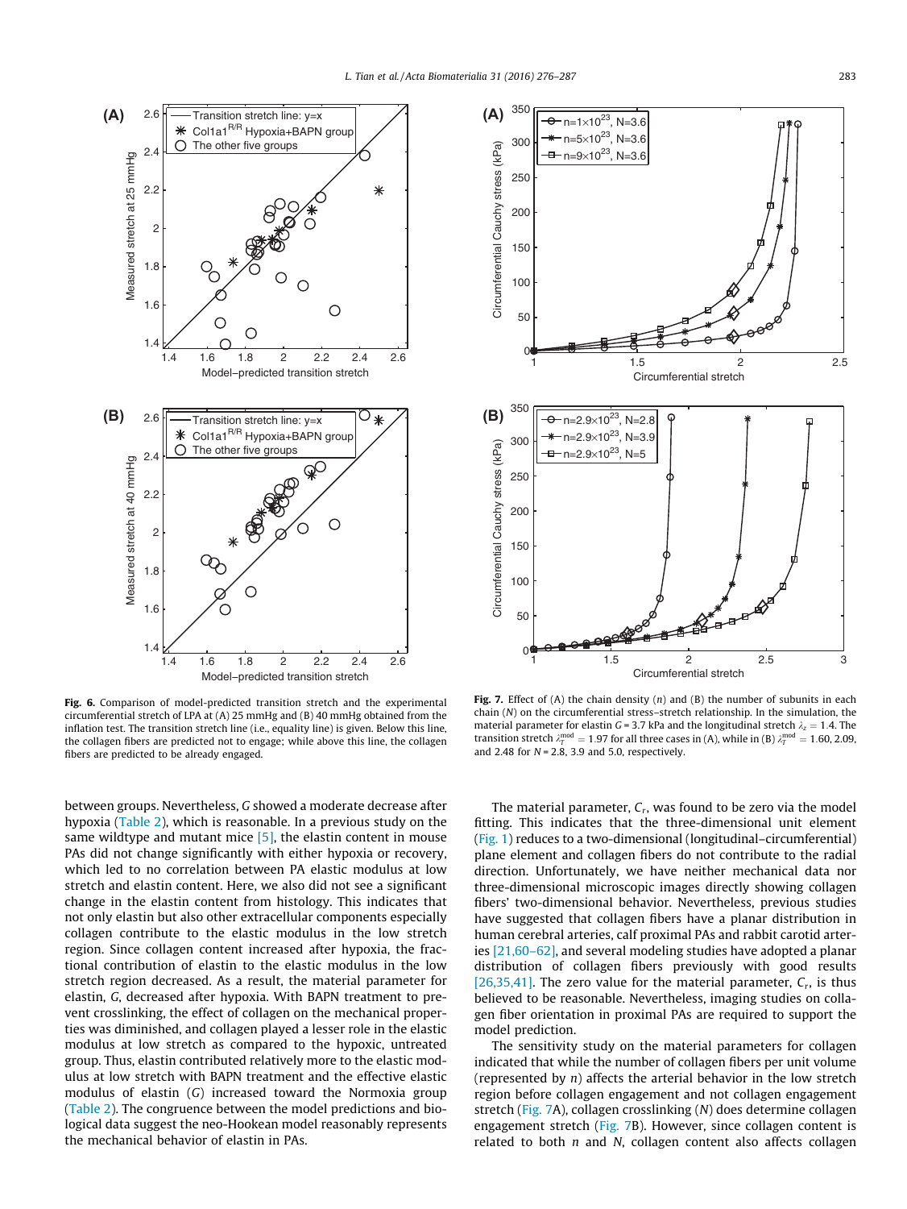**Fig. 6.** Comparison of model-predicted transition stretch and the experimental circumferential stretch of LPA at (A) 25 mmHg and (B) 40 mmHg obtained from the inflation test. The transition stretch line (i.e., equality line) is given. Below this line, the collagen fibers are predicted not to engage; while above this line, the collagen fibers are predicted to be already engaged.

**Fig. 7.** Effect of (A) the chain density ($n$) and (B) the number of subunits in each chain ($N$) on the circumferential stress–stretch relationship. In the simulation, the material parameter for elastin $G$ = 3.7 kPa and the longitudinal stretch $\lambda_z = 1.4$. The transition stretch $\lambda_T^{mod} = 1.97$ for all three cases in (A), while in (B) $\lambda_T^{mod} = 1.60, 2.09$, and 2.48 for $N$ = 2.8, 3.9 and 5.0, respectively.

between groups. Nevertheless, $G$ showed a moderate decrease after hypoxia (Table 2), which is reasonable. In a previous study on the same wildtype and mutant mice [5], the elastin content in mouse PAs did not change significantly with either hypoxia or recovery, which led to no correlation between PA elastic modulus at low stretch and elastin content. Here, we also did not see a significant change in the elastin content from histology. This indicates that not only elastin but also other extracellular components especially collagen contribute to the elastic modulus in the low stretch region. Since collagen content increased after hypoxia, the fractional contribution of elastin to the elastic modulus in the low stretch region decreased. As a result, the material parameter for elastin, $G$, decreased after hypoxia. With BAPN treatment to prevent crosslinking, the effect of collagen on the mechanical properties was diminished, and collagen played a lesser role in the elastic modulus at low stretch as compared to the hypoxic, untreated group. Thus, elastin contributed relatively more to the elastic modulus at low stretch with BAPN treatment and the effective elastic modulus of elastin ($G$) increased toward the Normoxia group (Table 2). The congruence between the model predictions and biological data suggest the neo-Hookean model reasonably represents the mechanical behavior of elastin in PAs.

The material parameter, $C_r$, was found to be zero via the model fitting. This indicates that the three-dimensional unit element (Fig. 1) reduces to a two-dimensional (longitudinal–circumferential) plane element and collagen fibers do not contribute to the radial direction. Unfortunately, we have neither mechanical data nor three-dimensional microscopic images directly showing collagen fibers' two-dimensional behavior. Nevertheless, previous studies have suggested that collagen fibers have a planar distribution in human cerebral arteries, calf proximal PAs and rabbit carotid arteries [21,60–62], and several modeling studies have adopted a planar distribution of collagen fibers previously with good results [26,35,41]. The zero value for the material parameter, $C_r$, is thus believed to be reasonable. Nevertheless, imaging studies on collagen fiber orientation in proximal PAs are required to support the model prediction.

The sensitivity study on the material parameters for collagen indicated that while the number of collagen fibers per unit volume (represented by $n$) affects the arterial behavior in the low stretch region before collagen engagement and not collagen engagement stretch (Fig. 7A), collagen crosslinking ($N$) does determine collagen engagement stretch (Fig. 7B). However, since collagen content is related to both $n$ and $N$, collagen content also affects collagen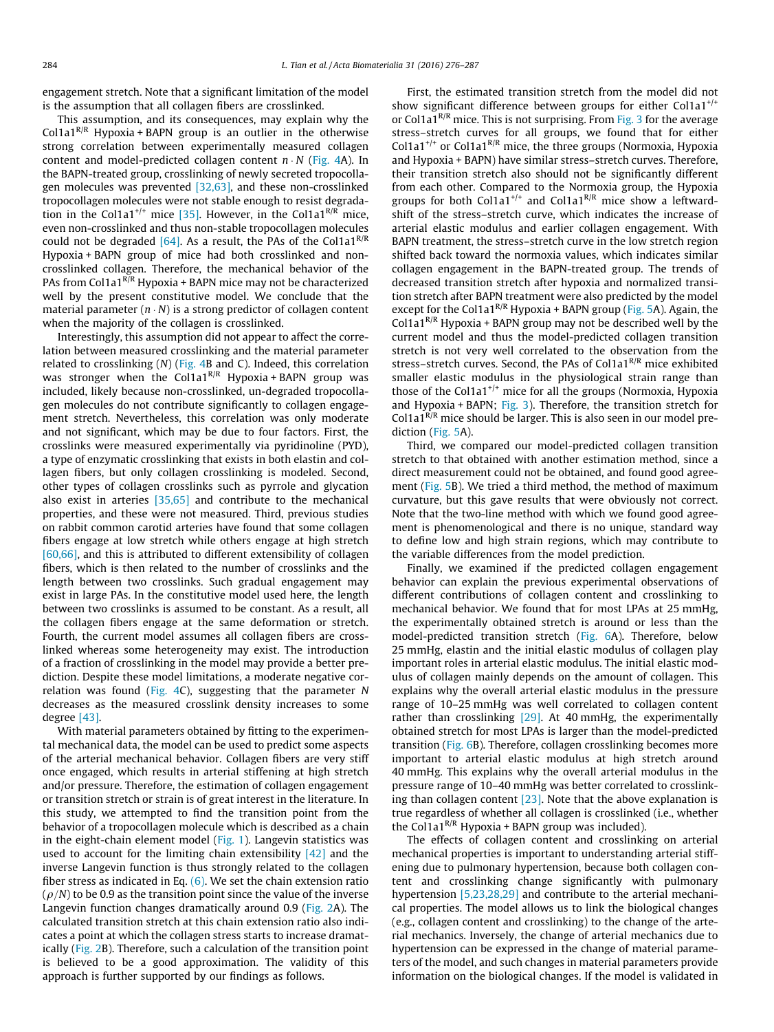engagement stretch. Note that a significant limitation of the model is the assumption that all collagen fibers are crosslinked.

This assumption, and its consequences, may explain why the $Col1a1^{R/R}$ Hypoxia + BAPN group is an outlier in the otherwise strong correlation between experimentally measured collagen content and model-predicted collagen content $n \cdot N$ (Fig. 4A). In the BAPN-treated group, crosslinking of newly secreted tropocollagen molecules was prevented [32,63], and these non-crosslinked tropocollagen molecules were not stable enough to resist degradation in the $Col1a1^{+/+}$ mice [35]. However, in the $Col1a1^{R/R}$ mice, even non-crosslinked and thus non-stable tropocollagen molecules could not be degraded [64]. As a result, the PAs of the $Col1a1^{R/R}$ Hypoxia + BAPN group of mice had both crosslinked and non-crosslinked collagen. Therefore, the mechanical behavior of the PAs from $Col1a1^{R/R}$ Hypoxia + BAPN mice may not be characterized well by the present constitutive model. We conclude that the material parameter ($n \cdot N$) is a strong predictor of collagen content when the majority of the collagen is crosslinked.

Interestingly, this assumption did not appear to affect the correlation between measured crosslinking and the material parameter related to crosslinking ($N$) (Fig. 4B and C). Indeed, this correlation was stronger when the $Col1a1^{R/R}$ Hypoxia + BAPN group was included, likely because non-crosslinked, un-degraded tropocollagen molecules do not contribute significantly to collagen engagement stretch. Nevertheless, this correlation was only moderate and not significant, which may be due to four factors. First, the crosslinks were measured experimentally via pyridinoline (PYD), a type of enzymatic crosslinking that exists in both elastin and collagen fibers, but only collagen crosslinking is modeled. Second, other types of collagen crosslinks such as pyrrole and glycation also exist in arteries [35,65] and contribute to the mechanical properties, and these were not measured. Third, previous studies on rabbit common carotid arteries have found that some collagen fibers engage at low stretch while others engage at high stretch [60,66], and this is attributed to different extensibility of collagen fibers, which is then related to the number of crosslinks and the length between two crosslinks. Such gradual engagement may exist in large PAs. In the constitutive model used here, the length between two crosslinks is assumed to be constant. As a result, all the collagen fibers engage at the same deformation or stretch. Fourth, the current model assumes all collagen fibers are crosslinked whereas some heterogeneity may exist. The introduction of a fraction of crosslinking in the model may provide a better prediction. Despite these model limitations, a moderate negative correlation was found (Fig. 4C), suggesting that the parameter $N$ decreases as the measured crosslink density increases to some degree [43].

With material parameters obtained by fitting to the experimental mechanical data, the model can be used to predict some aspects of the arterial mechanical behavior. Collagen fibers are very stiff once engaged, which results in arterial stiffening at high stretch and/or pressure. Therefore, the estimation of collagen engagement or transition stretch or strain is of great interest in the literature. In this study, we attempted to find the transition point from the behavior of a tropocollagen molecule which is described as a chain in the eight-chain element model (Fig. 1). Langevin statistics was used to account for the limiting chain extensibility [42] and the inverse Langevin function is thus strongly related to the collagen fiber stress as indicated in Eq. (6). We set the chain extension ratio ($\rho/N$) to be 0.9 as the transition point since the value of the inverse Langevin function changes dramatically around 0.9 (Fig. 2A). The calculated transition stretch at this chain extension ratio also indicates a point at which the collagen stress starts to increase dramatically (Fig. 2B). Therefore, such a calculation of the transition point is believed to be a good approximation. The validity of this approach is further supported by our findings as follows.

First, the estimated transition stretch from the model did not show significant difference between groups for either $Col1a1^{+/+}$ or $Col1a1^{R/R}$ mice. This is not surprising. From Fig. 3 for the average stress–stretch curves for all groups, we found that for either $Col1a1^{+/+}$ or $Col1a1^{R/R}$ mice, the three groups (Normoxia, Hypoxia and Hypoxia + BAPN) have similar stress–stretch curves. Therefore, their transition stretch also should not be significantly different from each other. Compared to the Normoxia group, the Hypoxia groups for both $Col1a1^{+/+}$ and $Col1a1^{R/R}$ mice show a leftward-shift of the stress–stretch curve, which indicates the increase of arterial elastic modulus and earlier collagen engagement. With BAPN treatment, the stress–stretch curve in the low stretch region shifted back toward the normoxia values, which indicates similar collagen engagement in the BAPN-treated group. The trends of decreased transition stretch after hypoxia and normalized transition stretch after BAPN treatment were also predicted by the model except for the $Col1a1^{R/R}$ Hypoxia + BAPN group (Fig. 5A). Again, the $Col1a1^{R/R}$ Hypoxia + BAPN group may not be described well by the current model and thus the model-predicted collagen transition stretch is not very well correlated to the observation from the stress–stretch curves. Second, the PAs of $Col1a1^{R/R}$ mice exhibited smaller elastic modulus in the physiological strain range than those of the $Col1a1^{+/+}$ mice for all the groups (Normoxia, Hypoxia and Hypoxia + BAPN; Fig. 3). Therefore, the transition stretch for $Col1a1^{R/R}$ mice should be larger. This is also seen in our model prediction (Fig. 5A).

Third, we compared our model-predicted collagen transition stretch to that obtained with another estimation method, since a direct measurement could not be obtained, and found good agreement (Fig. 5B). We tried a third method, the method of maximum curvature, but this gave results that were obviously not correct. Note that the two-line method with which we found good agreement is phenomenological and there is no unique, standard way to define low and high strain regions, which may contribute to the variable differences from the model prediction.

Finally, we examined if the predicted collagen engagement behavior can explain the previous experimental observations of different contributions of collagen content and crosslinking to mechanical behavior. We found that for most LPAs at 25 mmHg, the experimentally obtained stretch is around or less than the model-predicted transition stretch (Fig. 6A). Therefore, below 25 mmHg, elastin and the initial elastic modulus of collagen play important roles in arterial elastic modulus. The initial elastic modulus of collagen mainly depends on the amount of collagen. This explains why the overall arterial elastic modulus in the pressure range of 10–25 mmHg was well correlated to collagen content rather than crosslinking [29]. At 40 mmHg, the experimentally obtained stretch for most LPAs is larger than the model-predicted transition (Fig. 6B). Therefore, collagen crosslinking becomes more important to arterial elastic modulus at high stretch around 40 mmHg. This explains why the overall arterial modulus in the pressure range of 10–40 mmHg was better correlated to crosslinking than collagen content [23]. Note that the above explanation is true regardless of whether all collagen is crosslinked (i.e., whether the $Col1a1^{R/R}$ Hypoxia + BAPN group was included).

The effects of collagen content and crosslinking on arterial mechanical properties is important to understanding arterial stiffening due to pulmonary hypertension, because both collagen content and crosslinking change significantly with pulmonary hypertension [5,23,28,29] and contribute to the arterial mechanical properties. The model allows us to link the biological changes (e.g., collagen content and crosslinking) to the change of the arterial mechanics. Inversely, the change of arterial mechanics due to hypertension can be expressed in the change of material parameters of the model, and such changes in material parameters provide information on the biological changes. If the model is validated in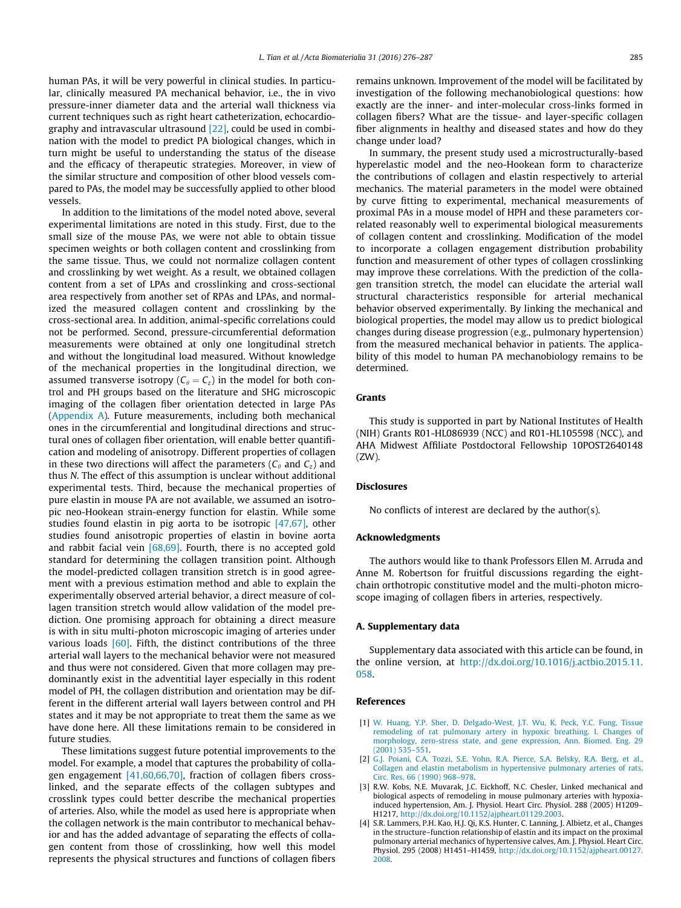human PAs, it will be very powerful in clinical studies. In particular, clinically measured PA mechanical behavior, i.e., the in vivo pressure-inner diameter data and the arterial wall thickness via current techniques such as right heart catheterization, echocardiography and intravascular ultrasound [22], could be used in combination with the model to predict PA biological changes, which in turn might be useful to understanding the status of the disease and the efficacy of therapeutic strategies. Moreover, in view of the similar structure and composition of other blood vessels compared to PAs, the model may be successfully applied to other blood vessels.

In addition to the limitations of the model noted above, several experimental limitations are noted in this study. First, due to the small size of the mouse PAs, we were not able to obtain tissue specimen weights or both collagen content and crosslinking from the same tissue. Thus, we could not normalize collagen content and crosslinking by wet weight. As a result, we obtained collagen content from a set of LPAs and crosslinking and cross-sectional area respectively from another set of RPAs and LPAs, and normalized the measured collagen content and crosslinking by the cross-sectional area. In addition, animal-specific correlations could not be performed. Second, pressure-circumferential deformation measurements were obtained at only one longitudinal stretch and without the longitudinal load measured. Without knowledge of the mechanical properties in the longitudinal direction, we assumed transverse isotropy ($C_\theta = C_z$) in the model for both control and PH groups based on the literature and SHG microscopic imaging of the collagen fiber orientation detected in large PAs (Appendix A). Future measurements, including both mechanical ones in the circumferential and longitudinal directions and structural ones of collagen fiber orientation, will enable better quantification and modeling of anisotropy. Different properties of collagen in these two directions will affect the parameters ($C_\theta$ and $C_z$) and thus $N$. The effect of this assumption is unclear without additional experimental tests. Third, because the mechanical properties of pure elastin in mouse PA are not available, we assumed an isotropic neo-Hookean strain-energy function for elastin. While some studies found elastin in pig aorta to be isotropic [47,67], other studies found anisotropic properties of elastin in bovine aorta and rabbit facial vein [68,69]. Fourth, there is no accepted gold standard for determining the collagen transition point. Although the model-predicted collagen transition stretch is in good agreement with a previous estimation method and able to explain the experimentally observed arterial behavior, a direct measure of collagen transition stretch would allow validation of the model prediction. One promising approach for obtaining a direct measure is with in situ multi-photon microscopic imaging of arteries under various loads [60]. Fifth, the distinct contributions of the three arterial wall layers to the mechanical behavior were not measured and thus were not considered. Given that more collagen may predominantly exist in the adventitial layer especially in this rodent model of PH, the collagen distribution and orientation may be different in the different arterial wall layers between control and PH states and it may be not appropriate to treat them the same as we have done here. All these limitations remain to be considered in future studies.

These limitations suggest future potential improvements to the model. For example, a model that captures the probability of collagen engagement [41,60,66,70], fraction of collagen fibers crosslinked, and the separate effects of the collagen subtypes and crosslink types could better describe the mechanical properties of arteries. Also, while the model as used here is appropriate when the collagen network is the main contributor to mechanical behavior and has the added advantage of separating the effects of collagen content from those of crosslinking, how well this model represents the physical structures and functions of collagen fibers remains unknown. Improvement of the model will be facilitated by investigation of the following mechanobiological questions: how exactly are the inner- and inter-molecular cross-links formed in collagen fibers? What are the tissue- and layer-specific collagen fiber alignments in healthy and diseased states and how do they change under load?

In summary, the present study used a microstructurally-based hyperelastic model and the neo-Hookean form to characterize the contributions of collagen and elastin respectively to arterial mechanics. The material parameters in the model were obtained by curve fitting to experimental, mechanical measurements of proximal PAs in a mouse model of HPH and these parameters correlated reasonably well to experimental biological measurements of collagen content and crosslinking. Modification of the model to incorporate a collagen engagement distribution probability function and measurement of other types of collagen crosslinking may improve these correlations. With the prediction of the collagen transition stretch, the model can elucidate the arterial wall structural characteristics responsible for arterial mechanical behavior observed experimentally. By linking the mechanical and biological properties, the model may allow us to predict biological changes during disease progression (e.g., pulmonary hypertension) from the measured mechanical behavior in patients. The applicability of this model to human PA mechanobiology remains to be determined.

## Grants

This study is supported in part by National Institutes of Health (NIH) Grants R01-HL086939 (NCC) and R01-HL105598 (NCC), and AHA Midwest Affiliate Postdoctoral Fellowship 10POST2640148 (ZW).

## Disclosures

No conflicts of interest are declared by the author(s).

## Acknowledgments

The authors would like to thank Professors Ellen M. Arruda and Anne M. Robertson for fruitful discussions regarding the eight-chain orthotropic constitutive model and the multi-photon microscope imaging of collagen fibers in arteries, respectively.

## A. Supplementary data

Supplementary data associated with this article can be found, in the online version, at http://dx.doi.org/10.1016/j.actbio.2015.11.058.

## References

[1] W. Huang, Y.P. Sher, D. Delgado-West, J.T. Wu, K. Peck, Y.C. Fung, Tissue remodeling of rat pulmonary artery in hypoxic breathing. I. Changes of morphology, zero-stress state, and gene expression, Ann. Biomed. Eng. 29 (2001) 535–551.

[2] G.J. Poiani, C.A. Tozzi, S.E. Yohn, R.A. Pierce, S.A. Belsky, R.A. Berg, et al., Collagen and elastin metabolism in hypertensive pulmonary arteries of rats, Circ. Res. 66 (1990) 968–978.

[3] R.W. Kobs, N.E. Muvarak, J.C. Eickhoff, N.C. Chesler, Linked mechanical and biological aspects of remodeling in mouse pulmonary arteries with hypoxia-induced hypertension, Am. J. Physiol. Heart Circ. Physiol. 288 (2005) H1209–H1217, http://dx.doi.org/10.1152/ajpheart.01129.2003.

[4] S.R. Lammers, P.H. Kao, H.J. Qi, K.S. Hunter, C. Lanning, J. Albietz, et al., Changes in the structure–function relationship of elastin and its impact on the proximal pulmonary arterial mechanics of hypertensive calves, Am. J. Physiol. Heart Circ. Physiol. 295 (2008) H1451–H1459, http://dx.doi.org/10.1152/ajpheart.00127.2008.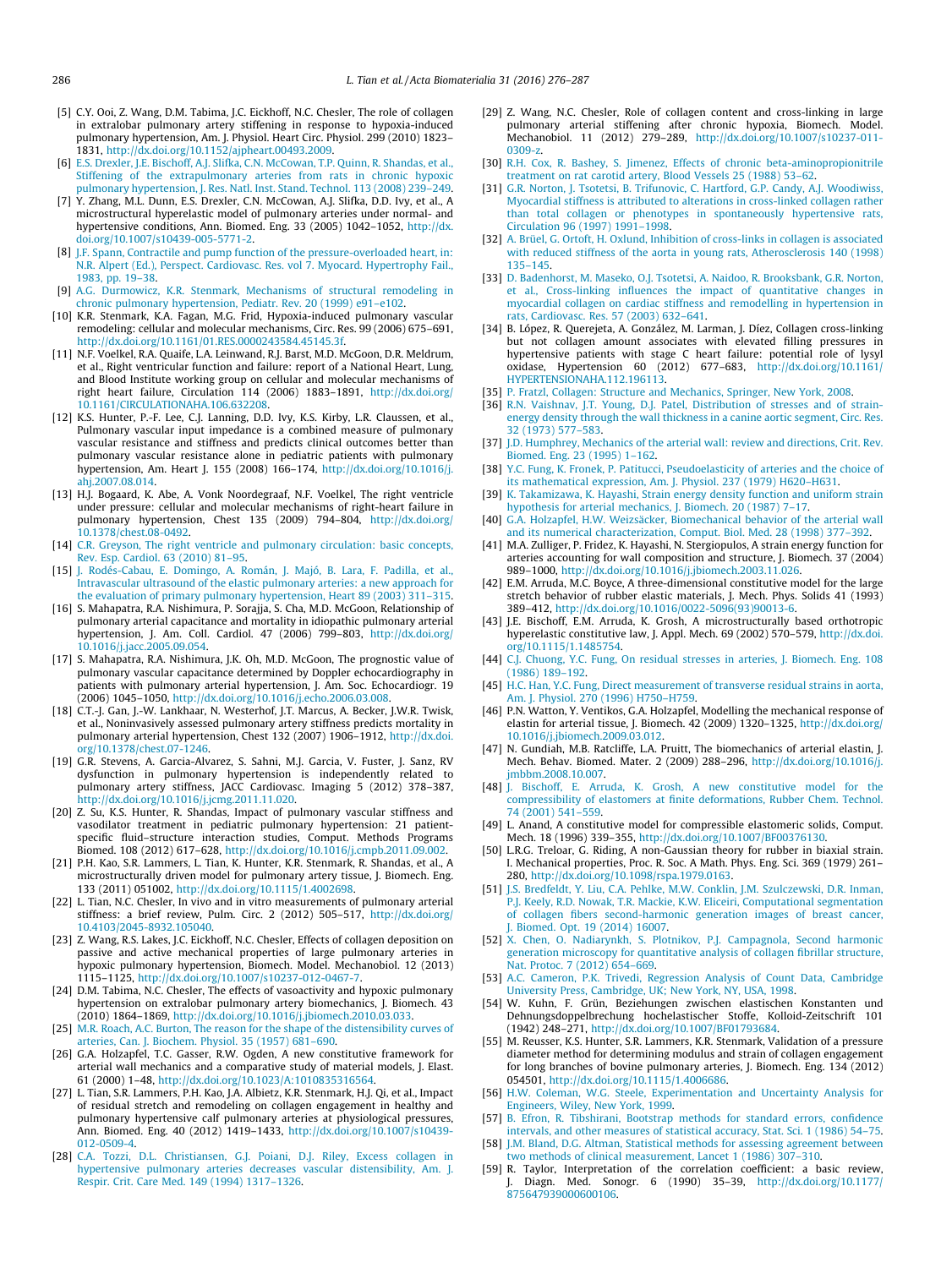[5] C.Y. Ooi, Z. Wang, D.M. Tabima, J.C. Eickhoff, N.C. Chesler, The role of collagen in extralobar pulmonary artery stiffening in response to hypoxia-induced pulmonary hypertension, Am. J. Physiol. Heart Circ. Physiol. 299 (2010) 1823–1831, http://dx.doi.org/10.1152/ajpheart.00493.2009.

[6] E.S. Drexler, J.E. Bischoff, A.J. Slifka, C.N. McCowan, T.P. Quinn, R. Shandas, et al., Stiffening of the extrapulmonary arteries from rats in chronic hypoxic pulmonary hypertension, J. Res. Natl. Inst. Stand. Technol. 113 (2008) 239–249.

[7] Y. Zhang, M.L. Dunn, E.S. Drexler, C.N. McCowan, A.J. Slifka, D.D. Ivy, et al., A microstructural hyperelastic model of pulmonary arteries under normal- and hypertensive conditions, Ann. Biomed. Eng. 33 (2005) 1042–1052, http://dx.doi.org/10.1007/s10439-005-5771-2.

[8] J.F. Spann, Contractile and pump function of the pressure-overloaded heart, in: N.R. Alpert (Ed.), Perspect. Cardiovasc. Res. vol 7. Myocard. Hypertrophy Fail., 1983, pp. 19–38.

[9] A.G. Durmowicz, K.R. Stenmark, Mechanisms of structural remodeling in chronic pulmonary hypertension, Pediatr. Rev. 20 (1999) e91–e102.

[10] K.R. Stenmark, K.A. Fagan, M.G. Frid, Hypoxia-induced pulmonary vascular remodeling: cellular and molecular mechanisms, Circ. Res. 99 (2006) 675–691, http://dx.doi.org/10.1161/01.RES.0000243584.45145.3f.

[11] N.F. Voelkel, R.A. Quaife, L.A. Leinwand, R.J. Barst, M.D. McGoon, D.R. Meldrum, et al., Right ventricular function and failure: report of a National Heart, Lung, and Blood Institute working group on cellular and molecular mechanisms of right heart failure, Circulation 114 (2006) 1883–1891, http://dx.doi.org/10.1161/CIRCULATIONAHA.106.632208.

[12] K.S. Hunter, P.-F. Lee, C.J. Lanning, D.D. Ivy, K.S. Kirby, L.R. Claussen, et al., Pulmonary vascular input impedance is a combined measure of pulmonary vascular resistance and stiffness and predicts clinical outcomes better than pulmonary vascular resistance alone in pediatric patients with pulmonary hypertension, Am. Heart J. 155 (2008) 166–174, http://dx.doi.org/10.1016/j.ahj.2007.08.014.

[13] H.J. Bogaard, K. Abe, A. Vonk Noordegraaf, N.F. Voelkel, The right ventricle under pressure: cellular and molecular mechanisms of right-heart failure in pulmonary hypertension, Chest 135 (2009) 794–804, http://dx.doi.org/10.1378/chest.08-0492.

[14] C.R. Greyson, The right ventricle and pulmonary circulation: basic concepts, Rev. Esp. Cardiol. 63 (2010) 81–95.

[15] J. Rodés-Cabau, E. Domingo, A. Román, J. Majó, B. Lara, F. Padilla, et al., Intravascular ultrasound of the elastic pulmonary arteries: a new approach for the evaluation of primary pulmonary hypertension, Heart 89 (2003) 311–315.

[16] S. Mahapatra, R.A. Nishimura, P. Sorajja, S. Cha, M.D. McGoon, Relationship of pulmonary arterial capacitance and mortality in idiopathic pulmonary arterial hypertension, J. Am. Coll. Cardiol. 47 (2006) 799–803, http://dx.doi.org/10.1016/j.jacc.2005.09.054.

[17] S. Mahapatra, R.A. Nishimura, J.K. Oh, M.D. McGoon, The prognostic value of pulmonary vascular capacitance determined by Doppler echocardiography in patients with pulmonary arterial hypertension, J. Am. Soc. Echocardiogr. 19 (2006) 1045–1050, http://dx.doi.org/10.1016/j.echo.2006.03.008.

[18] C.T.-J. Gan, J.-W. Lankhaar, N. Westerhof, J.T. Marcus, A. Becker, J.W.R. Twisk, et al., Noninvasively assessed pulmonary artery stiffness predicts mortality in pulmonary arterial hypertension, Chest 132 (2007) 1906–1912, http://dx.doi.org/10.1378/chest.07-1246.

[19] G.R. Stevens, A. Garcia-Alvarez, S. Sahni, M.J. Garcia, V. Fuster, J. Sanz, RV dysfunction in pulmonary hypertension is independently related to pulmonary artery stiffness, JACC Cardiovasc. Imaging 5 (2012) 378–387, http://dx.doi.org/10.1016/j.jcmg.2011.11.020.

[20] Z. Su, K.S. Hunter, R. Shandas, Impact of pulmonary vascular stiffness and vasodilator treatment in pediatric pulmonary hypertension: 21 patient-specific fluid–structure interaction studies, Comput. Methods Programs Biomed. 108 (2012) 617–628, http://dx.doi.org/10.1016/j.cmpb.2011.09.002.

[21] P.H. Kao, S.R. Lammers, L. Tian, K. Hunter, K.R. Stenmark, R. Shandas, et al., A microstructurally driven model for pulmonary artery tissue, J. Biomech. Eng. 133 (2011) 051002, http://dx.doi.org/10.1115/1.4002698.

[22] L. Tian, N.C. Chesler, In vivo and in vitro measurements of pulmonary arterial stiffness: a brief review, Pulm. Circ. 2 (2012) 505–517, http://dx.doi.org/10.4103/2045-8932.105040.

[23] Z. Wang, R.S. Lakes, J.C. Eickhoff, N.C. Chesler, Effects of collagen deposition on passive and active mechanical properties of large pulmonary arteries in hypoxic pulmonary hypertension, Biomech. Model. Mechanobiol. 12 (2013) 1115–1125, http://dx.doi.org/10.1007/s10237-012-0467-7.

[24] D.M. Tabima, N.C. Chesler, The effects of vasoactivity and hypoxic pulmonary hypertension on extralobar pulmonary artery biomechanics, J. Biomech. 43 (2010) 1864–1869, http://dx.doi.org/10.1016/j.jbiomech.2010.03.033.

[25] M.R. Roach, A.C. Burton, The reason for the shape of the distensibility curves of arteries, Can. J. Biochem. Physiol. 35 (1957) 681–690.

[26] G.A. Holzapfel, T.C. Gasser, R.W. Ogden, A new constitutive framework for arterial wall mechanics and a comparative study of material models, J. Elast. 61 (2000) 1–48, http://dx.doi.org/10.1023/A:1010835316564.

[27] L. Tian, S.R. Lammers, P.H. Kao, J.A. Albietz, K.R. Stenmark, H.J. Qi, et al., Impact of residual stretch and remodeling on collagen engagement in healthy and pulmonary hypertensive calf pulmonary arteries at physiological pressures, Ann. Biomed. Eng. 40 (2012) 1419–1433, http://dx.doi.org/10.1007/s10439-012-0509-4.

[28] C.A. Tozzi, D.L. Christiansen, G.J. Poiani, D.J. Riley, Excess collagen in hypertensive pulmonary arteries decreases vascular distensibility, Am. J. Respir. Crit. Care Med. 149 (1994) 1317–1326.

[29] Z. Wang, N.C. Chesler, Role of collagen content and cross-linking in large pulmonary arterial stiffening after chronic hypoxia, Biomech. Model. Mechanobiol. 11 (2012) 279–289, http://dx.doi.org/10.1007/s10237-011-0309-z.

[30] R.H. Cox, R. Bashey, S. Jimenez, Effects of chronic beta-aminopropionitrile treatment on rat carotid artery, Blood Vessels 25 (1988) 53–62.

[31] G.R. Norton, J. Tsotetsi, B. Trifunovic, C. Hartford, G.P. Candy, A.J. Woodiwiss, Myocardial stiffness is attributed to alterations in cross-linked collagen rather than total collagen or phenotypes in spontaneously hypertensive rats, Circulation 96 (1997) 1991–1998.

[32] A. Brüel, G. Ortoft, H. Oxlund, Inhibition of cross-links in collagen is associated with reduced stiffness of the aorta in young rats, Atherosclerosis 140 (1998) 135–145.

[33] D. Badenhorst, M. Maseko, O.J. Tsotetsi, A. Naidoo, R. Brooksbank, G.R. Norton, et al., Cross-linking influences the impact of quantitative changes in myocardial collagen on cardiac stiffness and remodelling in hypertension in rats, Cardiovasc. Res. 57 (2003) 632–641.

[34] B. López, R. Querejeta, A. González, M. Larman, J. Díez, Collagen cross-linking but not collagen amount associates with elevated filling pressures in hypertensive patients with stage C heart failure: potential role of lysyl oxidase, Hypertension 60 (2012) 677–683, http://dx.doi.org/10.1161/HYPERTENSIONAHA.112.196113.

[35] P. Fratzl, Collagen: Structure and Mechanics, Springer, New York, 2008.

[36] R.N. Vaishnav, J.T. Young, D.J. Patel, Distribution of stresses and of strain-energy density through the wall thickness in a canine aortic segment, Circ. Res. 32 (1973) 577–583.

[37] J.D. Humphrey, Mechanics of the arterial wall: review and directions, Crit. Rev. Biomed. Eng. 23 (1995) 1–162.

[38] Y.C. Fung, K. Fronek, P. Patitucci, Pseudoelasticity of arteries and the choice of its mathematical expression, Am. J. Physiol. 237 (1979) H620–H631.

[39] K. Takamizawa, K. Hayashi, Strain energy density function and uniform strain hypothesis for arterial mechanics, J. Biomech. 20 (1987) 7–17.

[40] G.A. Holzapfel, H.W. Weizsäcker, Biomechanical behavior of the arterial wall and its numerical characterization, Comput. Biol. Med. 28 (1998) 377–392.

[41] M.A. Zulliger, P. Fridez, K. Hayashi, N. Stergiopulos, A strain energy function for arteries accounting for wall composition and structure, J. Biomech. 37 (2004) 989–1000, http://dx.doi.org/10.1016/j.jbiomech.2003.11.026.

[42] E.M. Arruda, M.C. Boyce, A three-dimensional constitutive model for the large stretch behavior of rubber elastic materials, J. Mech. Phys. Solids 41 (1993) 389–412, http://dx.doi.org/10.1016/0022-5096(93)90013-6.

[43] J.E. Bischoff, E.M. Arruda, K. Grosh, A microstructurally based orthotropic hyperelastic constitutive law, J. Appl. Mech. 69 (2002) 570–579, http://dx.doi.org/10.1115/1.1485754.

[44] C.J. Chuong, Y.C. Fung, On residual stresses in arteries, J. Biomech. Eng. 108 (1986) 189–192.

[45] H.C. Han, Y.C. Fung, Direct measurement of transverse residual strains in aorta, Am. J. Physiol. 270 (1996) H750–H759.

[46] P.N. Watton, Y. Ventikos, G.A. Holzapfel, Modelling the mechanical response of elastin for arterial tissue, J. Biomech. 42 (2009) 1320–1325, http://dx.doi.org/10.1016/j.jbiomech.2009.03.012.

[47] N. Gundiah, M.B. Ratcliffe, L.A. Pruitt, The biomechanics of arterial elastin, J. Mech. Behav. Biomed. Mater. 2 (2009) 288–296, http://dx.doi.org/10.1016/j.jmbbm.2008.10.007.

[48] J. Bischoff, E. Arruda, K. Grosh, A new constitutive model for the compressibility of elastomers at finite deformations, Rubber Chem. Technol. 74 (2001) 541–559.

[49] L. Anand, A constitutive model for compressible elastomeric solids, Comput. Mech. 18 (1996) 339–355, http://dx.doi.org/10.1007/BF00376130.

[50] L.R.G. Treloar, G. Riding, A non-Gaussian theory for rubber in biaxial strain. I. Mechanical properties, Proc. R. Soc. A Math. Phys. Eng. Sci. 369 (1979) 261–280, http://dx.doi.org/10.1098/rspa.1979.0163.

[51] J.S. Bredfeldt, Y. Liu, C.A. Pehlke, M.W. Conklin, J.M. Szulczewski, D.R. Inman, P.J. Keely, R.D. Nowak, T.R. Mackie, K.W. Eliceiri, Computational segmentation of collagen fibers second-harmonic generation images of breast cancer, J. Biomed. Opt. 19 (2014) 16007.

[52] X. Chen, O. Nadiarynkh, S. Plotnikov, P.J. Campagnola, Second harmonic generation microscopy for quantitative analysis of collagen fibrillar structure, Nat. Protoc. 7 (2012) 654–669.

[53] A.C. Cameron, P.K. Trivedi, Regression Analysis of Count Data, Cambridge University Press, Cambridge, UK; New York, NY, USA, 1998.

[54] W. Kuhn, F. Grün, Beziehungen zwischen elastischen Konstanten und Dehnungsdoppelbrechung hochelastischer Stoffe, Kolloid-Zeitschrift 101 (1942) 248–271, http://dx.doi.org/10.1007/BF01793684.

[55] M. Reusser, K.S. Hunter, S.R. Lammers, K.R. Stenmark, Validation of a pressure diameter method for determining modulus and strain of collagen engagement for long branches of bovine pulmonary arteries, J. Biomech. Eng. 134 (2012) 054501, http://dx.doi.org/10.1115/1.4006686.

[56] H.W. Coleman, W.G. Steele, Experimentation and Uncertainty Analysis for Engineers, Wiley, New York, 1999.

[57] B. Efron, R. Tibshirani, Bootstrap methods for standard errors, confidence intervals, and other measures of statistical accuracy, Stat. Sci. 1 (1986) 54–75.

[58] J.M. Bland, D.G. Altman, Statistical methods for assessing agreement between two methods of clinical measurement, Lancet 1 (1986) 307–310.

[59] R. Taylor, Interpretation of the correlation coefficient: a basic review, J. Diagn. Med. Sonogr. 6 (1990) 35–39, http://dx.doi.org/10.1177/875647939000600106.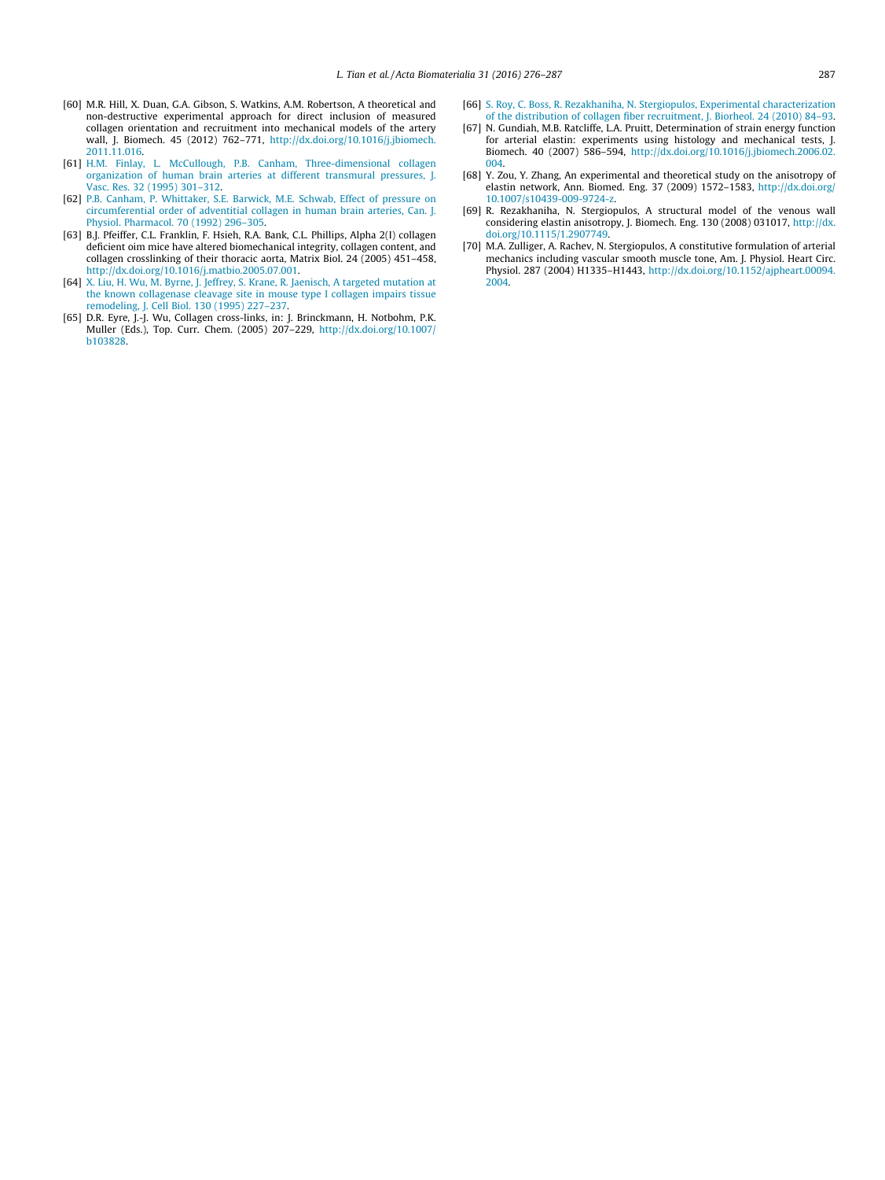[60] M.R. Hill, X. Duan, G.A. Gibson, S. Watkins, A.M. Robertson, A theoretical and non-destructive experimental approach for direct inclusion of measured collagen orientation and recruitment into mechanical models of the artery wall, J. Biomech. 45 (2012) 762–771, http://dx.doi.org/10.1016/j.jbiomech.2011.11.016.

[61] H.M. Finlay, L. McCullough, P.B. Canham, Three-dimensional collagen organization of human brain arteries at different transmural pressures, J. Vasc. Res. 32 (1995) 301–312.

[62] P.B. Canham, P. Whittaker, S.E. Barwick, M.E. Schwab, Effect of pressure on circumferential order of adventitial collagen in human brain arteries, Can. J. Physiol. Pharmacol. 70 (1992) 296–305.

[63] B.J. Pfeiffer, C.L. Franklin, F. Hsieh, R.A. Bank, C.L. Phillips, Alpha 2(I) collagen deficient oim mice have altered biomechanical integrity, collagen content, and collagen crosslinking of their thoracic aorta, Matrix Biol. 24 (2005) 451–458, http://dx.doi.org/10.1016/j.matbio.2005.07.001.

[64] X. Liu, H. Wu, M. Byrne, J. Jeffrey, S. Krane, R. Jaenisch, A targeted mutation at the known collagenase cleavage site in mouse type I collagen impairs tissue remodeling, J. Cell Biol. 130 (1995) 227–237.

[65] D.R. Eyre, J.-J. Wu, Collagen cross-links, in: J. Brinckmann, H. Notbohm, P.K. Muller (Eds.), Top. Curr. Chem. (2005) 207–229, http://dx.doi.org/10.1007/b103828.

[66] S. Roy, C. Boss, R. Rezakhaniha, N. Stergiopulos, Experimental characterization of the distribution of collagen fiber recruitment, J. Biorheol. 24 (2010) 84–93.

[67] N. Gundiah, M.B. Ratcliffe, L.A. Pruitt, Determination of strain energy function for arterial elastin: experiments using histology and mechanical tests, J. Biomech. 40 (2007) 586–594, http://dx.doi.org/10.1016/j.jbiomech.2006.02.004.

[68] Y. Zou, Y. Zhang, An experimental and theoretical study on the anisotropy of elastin network, Ann. Biomed. Eng. 37 (2009) 1572–1583, http://dx.doi.org/10.1007/s10439-009-9724-z.

[69] R. Rezakhaniha, N. Stergiopulos, A structural model of the venous wall considering elastin anisotropy, J. Biomech. Eng. 130 (2008) 031017, http://dx.doi.org/10.1115/1.2907749.

[70] M.A. Zulliger, A. Rachev, N. Stergiopulos, A constitutive formulation of arterial mechanics including vascular smooth muscle tone, Am. J. Physiol. Heart Circ. Physiol. 287 (2004) H1335–H1443, http://dx.doi.org/10.1152/ajpheart.00094.2004.